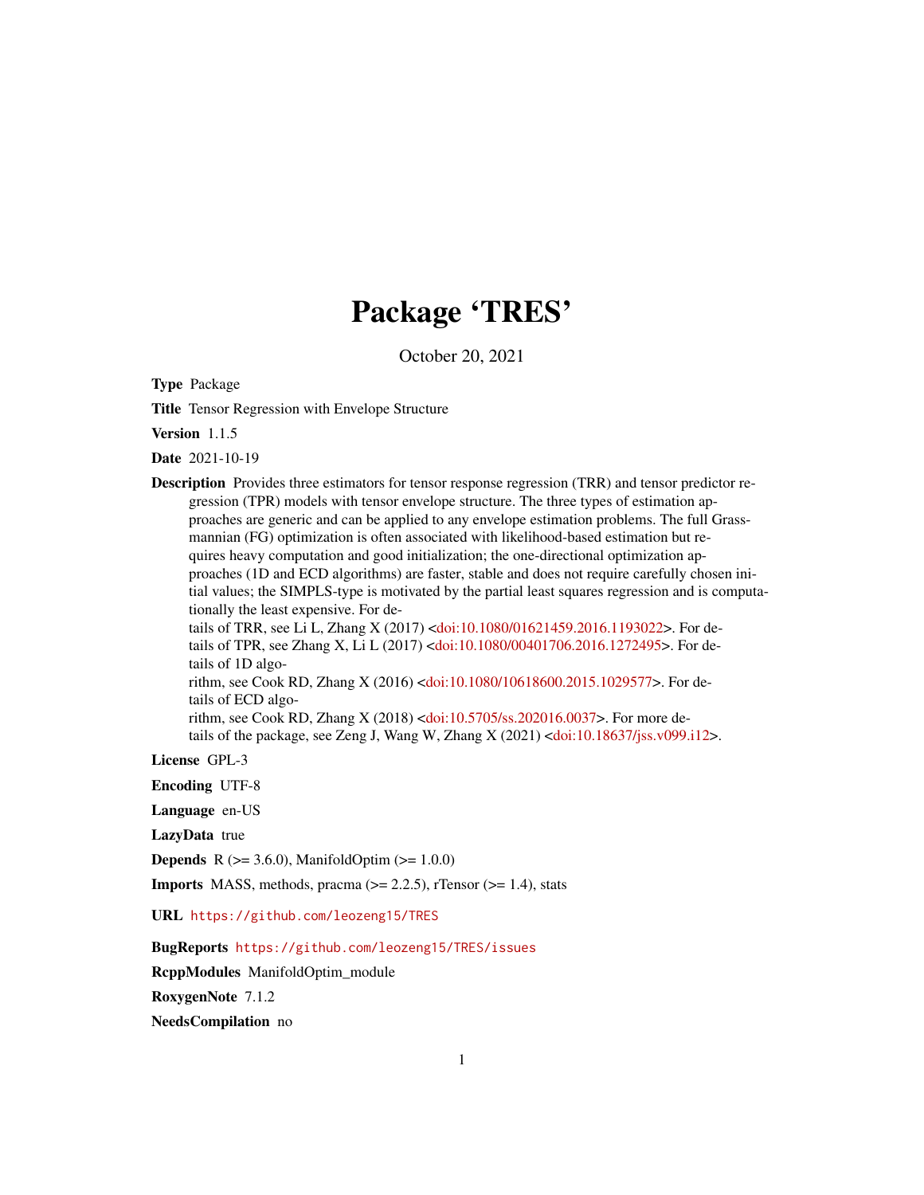# Package 'TRES'

October 20, 2021

**Type** Package

**Title** Tensor Regression with Envelope Structure

**Version** 1.1.5

**Date** 2021-10-19

**Description** Provides three estimators for tensor response regression (TRR) and tensor predictor regression (TPR) models with tensor envelope structure. The three types of estimation approaches are generic and can be applied to any envelope estimation problems. The full Grassmannian (FG) optimization is often associated with likelihood-based estimation but requires heavy computation and good initialization; the one-directional optimization approaches (1D and ECD algorithms) are faster, stable and does not require carefully chosen initial values; the SIMPLS-type is motivated by the partial least squares regression and is computationally the least expensive. For details of TRR, see Li L, Zhang X (2017) <doi:10.1080/01621459.2016.1193022>. For details of TPR, see Zhang X, Li L (2017) <doi:10.1080/00401706.2016.1272495>. For details of 1D algorithm, see Cook RD, Zhang X (2016) <doi:10.1080/10618600.2015.1029577>. For details of ECD algorithm, see Cook RD, Zhang X (2018) <doi:10.5705/ss.202016.0037>. For more details of the package, see Zeng J, Wang W, Zhang X (2021) <doi:10.18637/jss.v099.i12>.

**License** GPL-3

**Encoding** UTF-8

**Language** en-US

**LazyData** true

**Depends** R (>= 3.6.0), ManifoldOptim (>= 1.0.0)

**Imports** MASS, methods, pracma (>= 2.2.5), rTensor (>= 1.4), stats

**URL** https://github.com/leozeng15/TRES

**BugReports** https://github.com/leozeng15/TRES/issues

**RcppModules** ManifoldOptim_module

**RoxygenNote** 7.1.2

**NeedsCompilation** no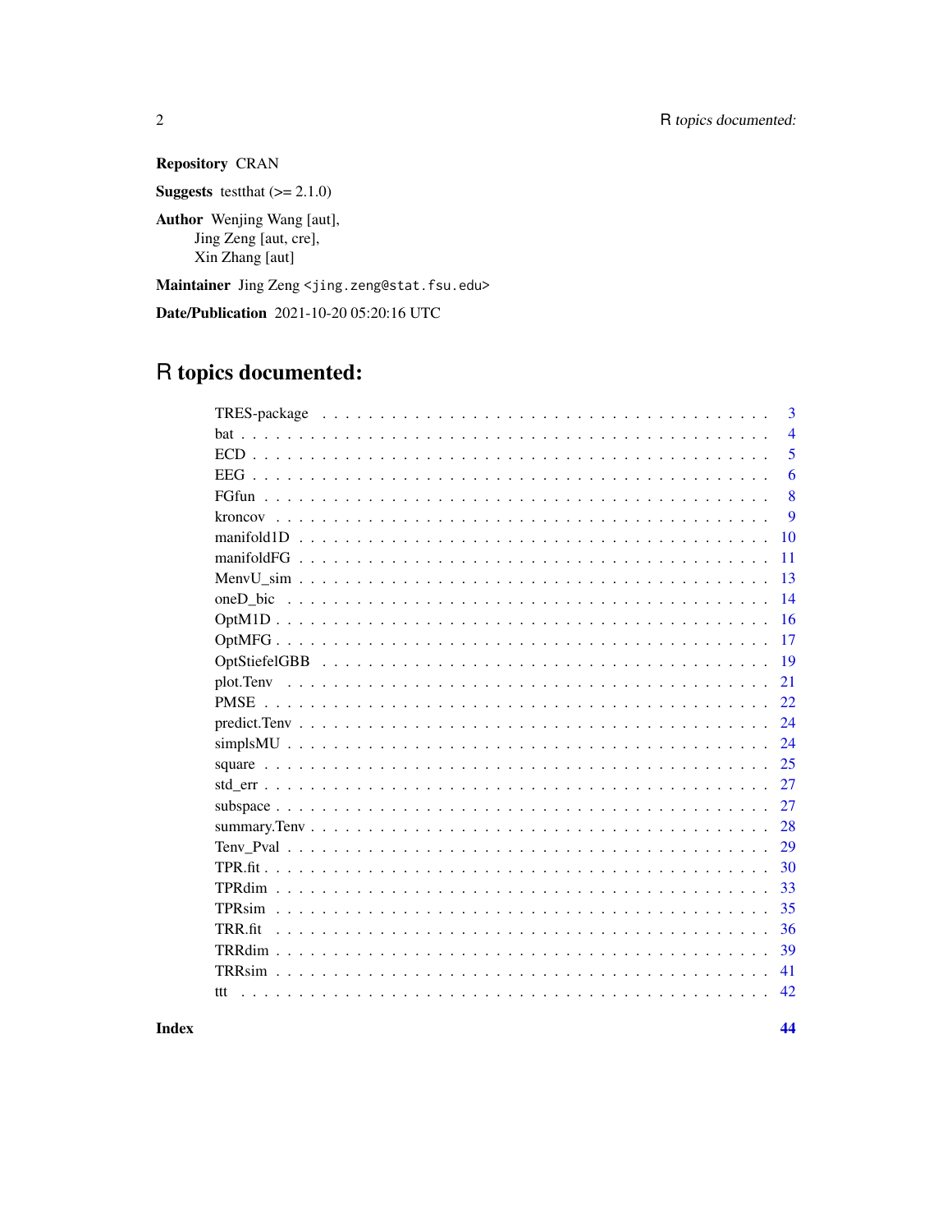**Repository** CRAN

**Suggests** testthat (>= 2.1.0)

**Author** Wenjing Wang [aut],
Jing Zeng [aut, cre],
Xin Zhang [aut]

**Maintainer** Jing Zeng <jing.zeng@stat.fsu.edu>

**Date/Publication** 2021-10-20 05:20:16 UTC

# R topics documented:

| | |
|---|---|
| TRES-package | 3 |
| bat | 4 |
| ECD | 5 |
| EEG | 6 |
| FGfun | 8 |
| kroncov | 9 |
| manifold1D | 10 |
| manifoldFG | 11 |
| MenvU_sim | 13 |
| oneD_bic | 14 |
| OptM1D | 16 |
| OptMFG | 17 |
| OptStiefelGBB | 19 |
| plot.Tenv | 21 |
| PMSE | 22 |
| predict.Tenv | 24 |
| simplsMU | 24 |
| square | 25 |
| std_err | 27 |
| subspace | 27 |
| summary.Tenv | 28 |
| Tenv_Pval | 29 |
| TPR.fit | 30 |
| TPRdim | 33 |
| TPRsim | 35 |
| TRR.fit | 36 |
| TRRdim | 39 |
| TRRsim | 41 |
| ttt | 42 |

**Index** **44**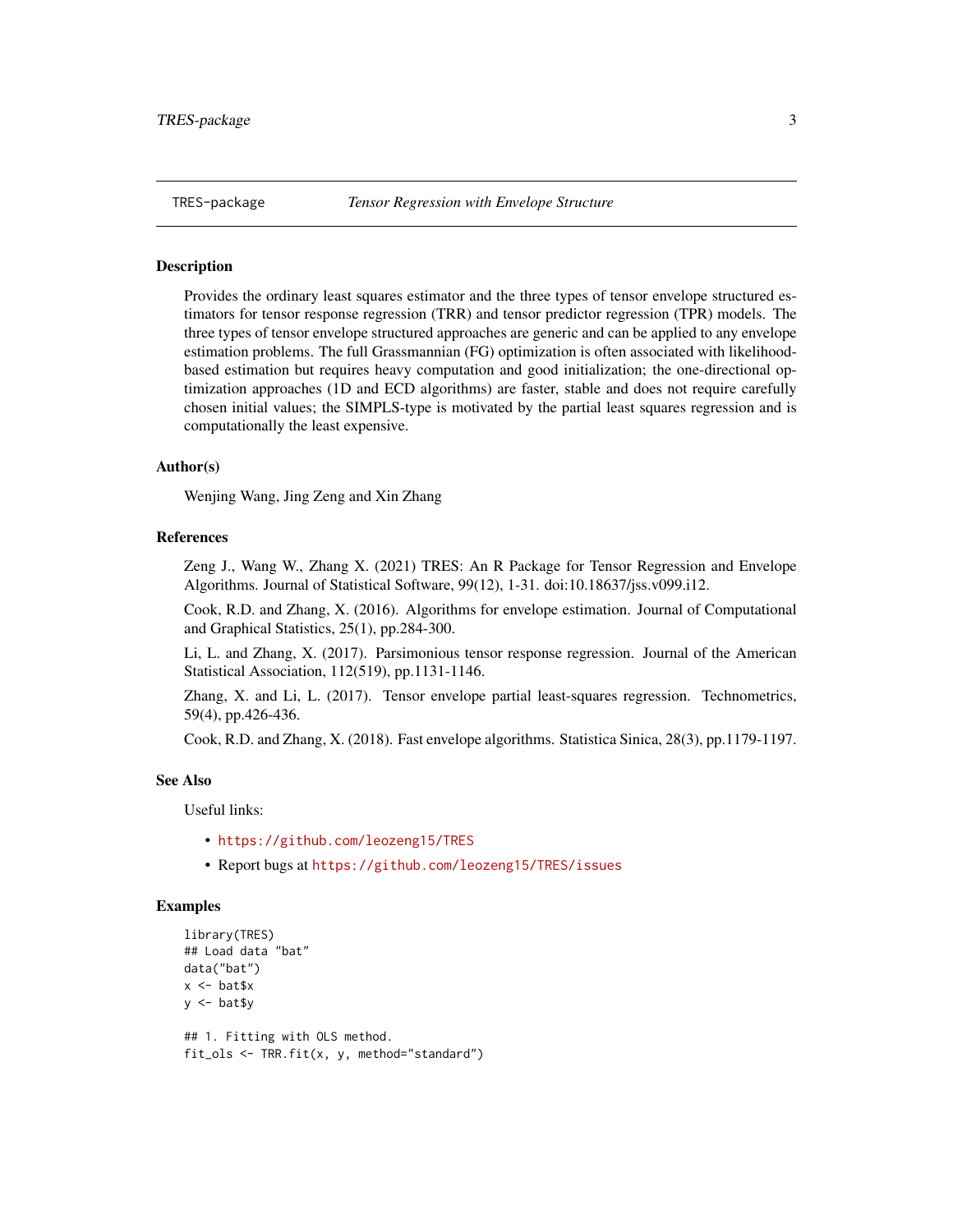## TRES-package *Tensor Regression with Envelope Structure*

### Description

Provides the ordinary least squares estimator and the three types of tensor envelope structured estimators for tensor response regression (TRR) and tensor predictor regression (TPR) models. The three types of tensor envelope structured approaches are generic and can be applied to any envelope estimation problems. The full Grassmannian (FG) optimization is often associated with likelihood-based estimation but requires heavy computation and good initialization; the one-directional optimization approaches (1D and ECD algorithms) are faster, stable and does not require carefully chosen initial values; the SIMPLS-type is motivated by the partial least squares regression and is computationally the least expensive.

### Author(s)

Wenjing Wang, Jing Zeng and Xin Zhang

### References

Zeng J., Wang W., Zhang X. (2021) TRES: An R Package for Tensor Regression and Envelope Algorithms. Journal of Statistical Software, 99(12), 1-31. doi:10.18637/jss.v099.i12.

Cook, R.D. and Zhang, X. (2016). Algorithms for envelope estimation. Journal of Computational and Graphical Statistics, 25(1), pp.284-300.

Li, L. and Zhang, X. (2017). Parsimonious tensor response regression. Journal of the American Statistical Association, 112(519), pp.1131-1146.

Zhang, X. and Li, L. (2017). Tensor envelope partial least-squares regression. Technometrics, 59(4), pp.426-436.

Cook, R.D. and Zhang, X. (2018). Fast envelope algorithms. Statistica Sinica, 28(3), pp.1179-1197.

### See Also

Useful links:

- https://github.com/leozeng15/TRES
- Report bugs at https://github.com/leozeng15/TRES/issues

### Examples

```
library(TRES)
## Load data "bat"
data("bat")
x <- bat$x
y <- bat$y

## 1. Fitting with OLS method.
fit_ols <- TRR.fit(x, y, method="standard")
```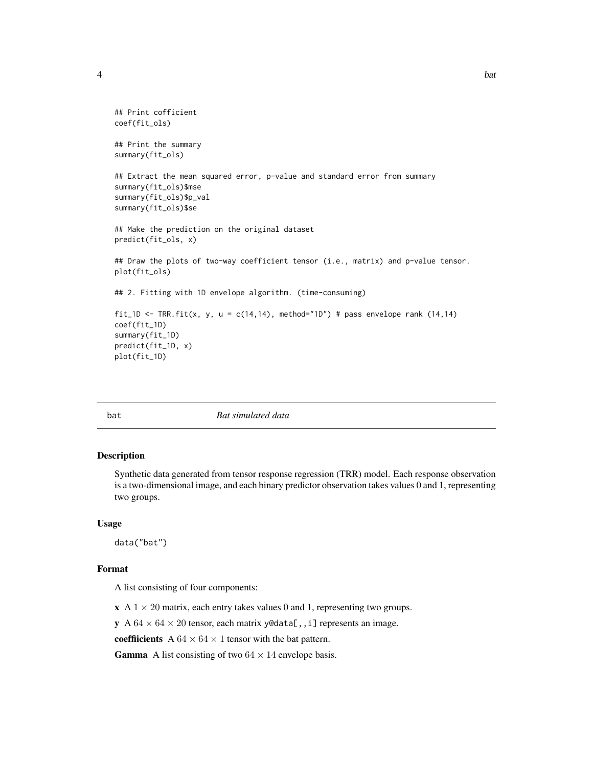```
## Print cofficient
coef(fit_ols)

## Print the summary
summary(fit_ols)

## Extract the mean squared error, p-value and standard error from summary
summary(fit_ols)$mse
summary(fit_ols)$p_val
summary(fit_ols)$se

## Make the prediction on the original dataset
predict(fit_ols, x)

## Draw the plots of two-way coefficient tensor (i.e., matrix) and p-value tensor.
plot(fit_ols)

## 2. Fitting with 1D envelope algorithm. (time-consuming)

fit_1D <- TRR.fit(x, y, u = c(14,14), method="1D") # pass envelope rank (14,14)
coef(fit_1D)
summary(fit_1D)
predict(fit_1D, x)
plot(fit_1D)
```

---

## bat — *Bat simulated data*

### Description

Synthetic data generated from tensor response regression (TRR) model. Each response observation is a two-dimensional image, and each binary predictor observation takes values 0 and 1, representing two groups.

### Usage

```
data("bat")
```

### Format

A list consisting of four components:

**x** A $1 \times 20$ matrix, each entry takes values 0 and 1, representing two groups.

**y** A $64 \times 64 \times 20$ tensor, each matrix `y@data[,,i]` represents an image.

**coeffiicients** A $64 \times 64 \times 1$ tensor with the bat pattern.

**Gamma** A list consisting of two $64 \times 14$ envelope basis.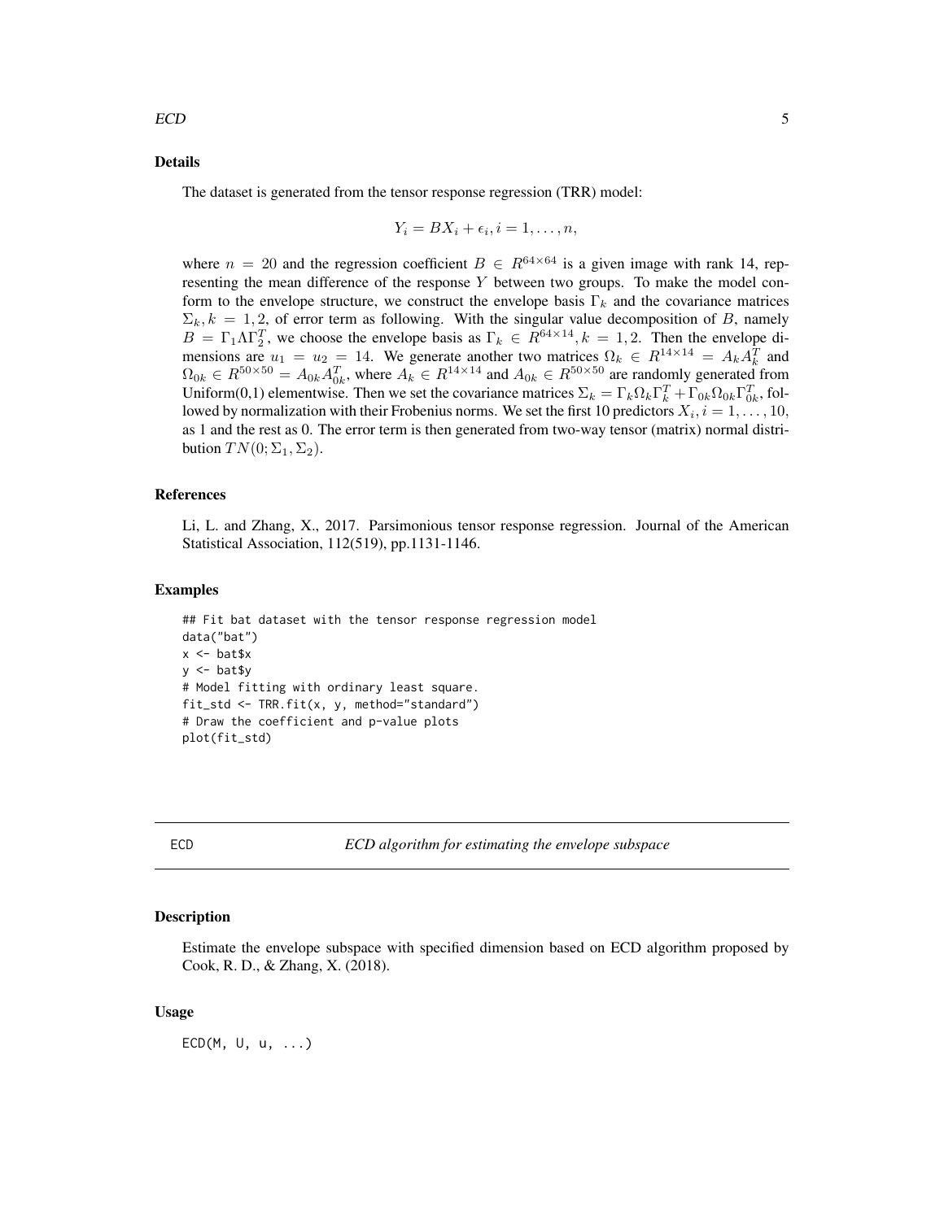### Details

The dataset is generated from the tensor response regression (TRR) model:

$$Y_i = BX_i + \epsilon_i, i = 1, \ldots, n,$$

where $n = 20$ and the regression coefficient $B \in R^{64\times 64}$ is a given image with rank 14, representing the mean difference of the response $Y$ between two groups. To make the model conform to the envelope structure, we construct the envelope basis $\Gamma_k$ and the covariance matrices $\Sigma_k, k = 1, 2$, of error term as following. With the singular value decomposition of $B$, namely $B = \Gamma_1 \Lambda \Gamma_2^T$, we choose the envelope basis as $\Gamma_k \in R^{64\times 14}, k = 1, 2$. Then the envelope dimensions are $u_1 = u_2 = 14$. We generate another two matrices $\Omega_k \in R^{14\times 14} = A_k A_k^T$ and $\Omega_{0k} \in R^{50\times 50} = A_{0k} A_{0k}^T$, where $A_k \in R^{14\times 14}$ and $A_{0k} \in R^{50\times 50}$ are randomly generated from Uniform(0,1) elementwise. Then we set the covariance matrices $\Sigma_k = \Gamma_k \Omega_k \Gamma_k^T + \Gamma_{0k} \Omega_{0k} \Gamma_{0k}^T$, followed by normalization with their Frobenius norms. We set the first 10 predictors $X_i, i = 1, \ldots, 10$, as 1 and the rest as 0. The error term is then generated from two-way tensor (matrix) normal distribution $TN(0; \Sigma_1, \Sigma_2)$.

### References

Li, L. and Zhang, X., 2017. Parsimonious tensor response regression. Journal of the American Statistical Association, 112(519), pp.1131-1146.

### Examples

```
## Fit bat dataset with the tensor response regression model
data("bat")
x <- bat$x
y <- bat$y
# Model fitting with ordinary least square.
fit_std <- TRR.fit(x, y, method="standard")
# Draw the coefficient and p-value plots
plot(fit_std)
```

---

## ECD — *ECD algorithm for estimating the envelope subspace*

### Description

Estimate the envelope subspace with specified dimension based on ECD algorithm proposed by Cook, R. D., & Zhang, X. (2018).

### Usage

```
ECD(M, U, u, ...)
```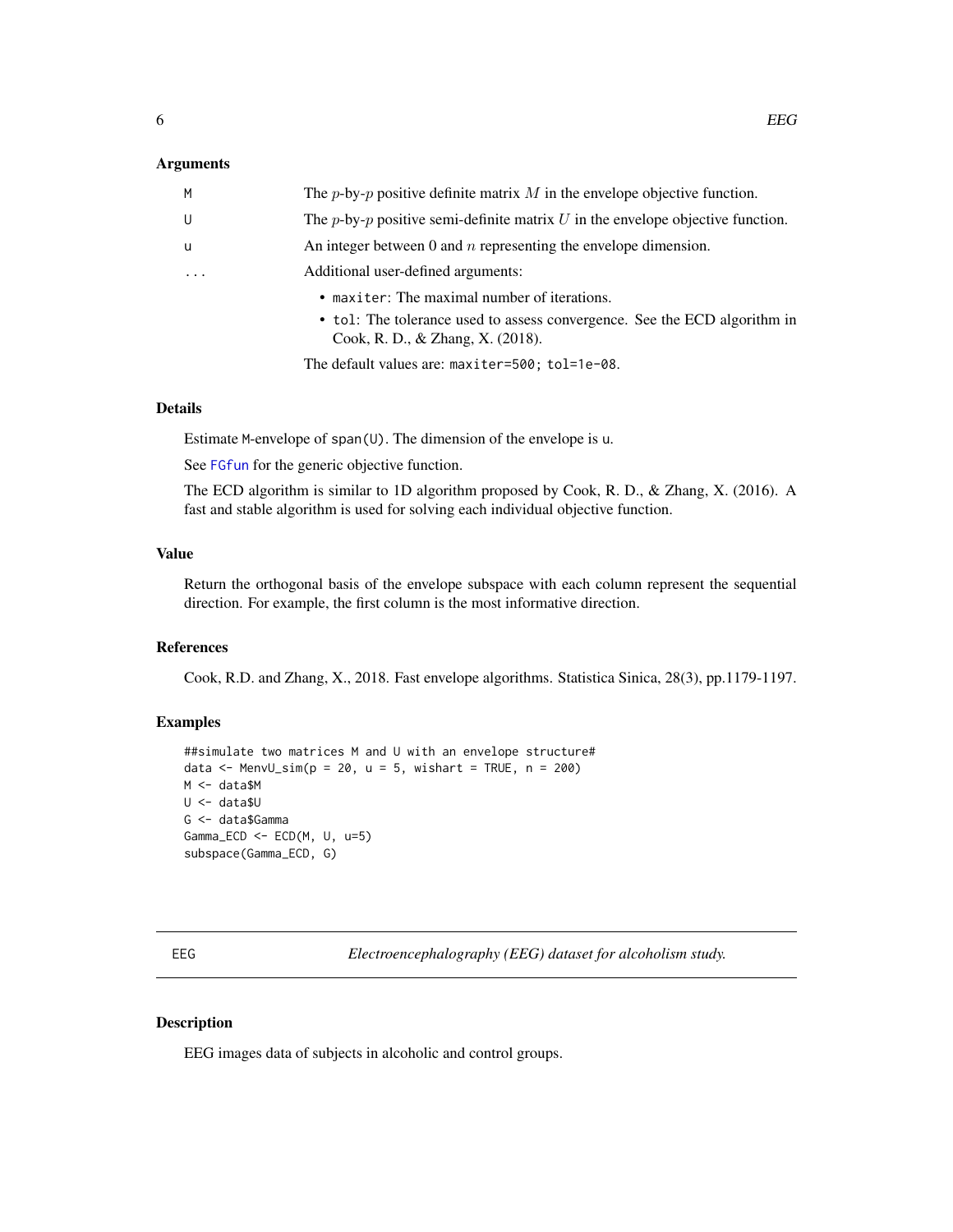### Arguments

| | |
|---|---|
| M | The $p$-by-$p$ positive definite matrix $M$ in the envelope objective function. |
| U | The $p$-by-$p$ positive semi-definite matrix $U$ in the envelope objective function. |
| u | An integer between 0 and $n$ representing the envelope dimension. |
| ... | Additional user-defined arguments:<br>• maxiter: The maximal number of iterations.<br>• tol: The tolerance used to assess convergence. See the ECD algorithm in Cook, R. D., & Zhang, X. (2018).<br><br>The default values are: maxiter=500; tol=1e-08. |

### Details

Estimate M-envelope of span(U). The dimension of the envelope is u.

See FGfun for the generic objective function.

The ECD algorithm is similar to 1D algorithm proposed by Cook, R. D., & Zhang, X. (2016). A fast and stable algorithm is used for solving each individual objective function.

### Value

Return the orthogonal basis of the envelope subspace with each column represent the sequential direction. For example, the first column is the most informative direction.

### References

Cook, R.D. and Zhang, X., 2018. Fast envelope algorithms. Statistica Sinica, 28(3), pp.1179-1197.

### Examples

```
##simulate two matrices M and U with an envelope structure#
data <- MenvU_sim(p = 20, u = 5, wishart = TRUE, n = 200)
M <- data$M
U <- data$U
G <- data$Gamma
Gamma_ECD <- ECD(M, U, u=5)
subspace(Gamma_ECD, G)
```

---

## EEG *Electroencephalography (EEG) dataset for alcoholism study.*

### Description

EEG images data of subjects in alcoholic and control groups.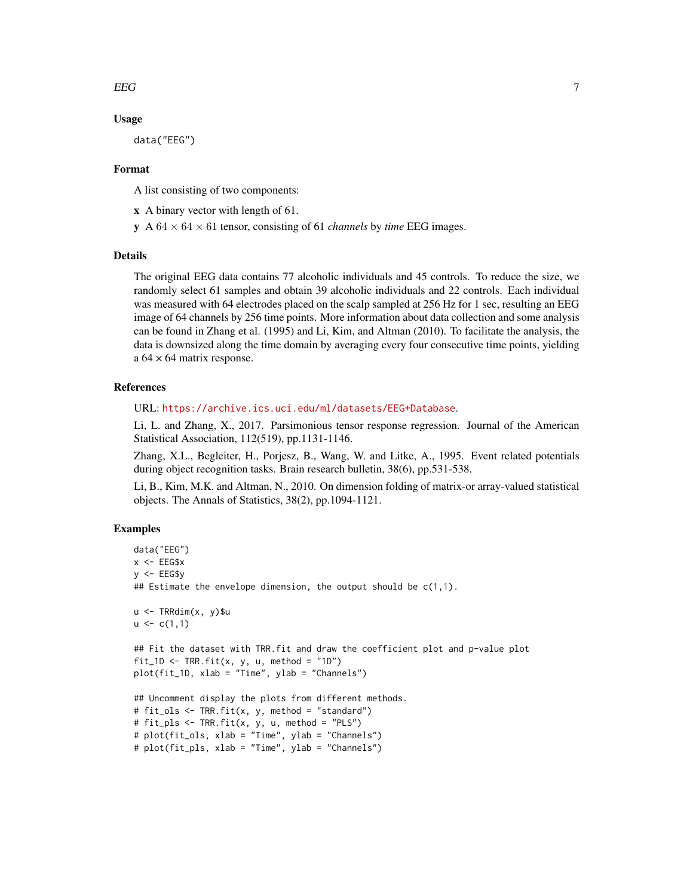## Usage

```
data("EEG")
```

## Format

A list consisting of two components:

**x** A binary vector with length of 61.

**y** A $64 \times 64 \times 61$ tensor, consisting of 61 *channels* by *time* EEG images.

## Details

The original EEG data contains 77 alcoholic individuals and 45 controls. To reduce the size, we randomly select 61 samples and obtain 39 alcoholic individuals and 22 controls. Each individual was measured with 64 electrodes placed on the scalp sampled at 256 Hz for 1 sec, resulting an EEG image of 64 channels by 256 time points. More information about data collection and some analysis can be found in Zhang et al. (1995) and Li, Kim, and Altman (2010). To facilitate the analysis, the data is downsized along the time domain by averaging every four consecutive time points, yielding a $64 \times 64$ matrix response.

## References

URL: https://archive.ics.uci.edu/ml/datasets/EEG+Database.

Li, L. and Zhang, X., 2017. Parsimonious tensor response regression. Journal of the American Statistical Association, 112(519), pp.1131-1146.

Zhang, X.L., Begleiter, H., Porjesz, B., Wang, W. and Litke, A., 1995. Event related potentials during object recognition tasks. Brain research bulletin, 38(6), pp.531-538.

Li, B., Kim, M.K. and Altman, N., 2010. On dimension folding of matrix-or array-valued statistical objects. The Annals of Statistics, 38(2), pp.1094-1121.

## Examples

```
data("EEG")
x <- EEG$x
y <- EEG$y
## Estimate the envelope dimension, the output should be c(1,1).

u <- TRRdim(x, y)$u
u <- c(1,1)

## Fit the dataset with TRR.fit and draw the coefficient plot and p-value plot
fit_1D <- TRR.fit(x, y, u, method = "1D")
plot(fit_1D, xlab = "Time", ylab = "Channels")

## Uncomment display the plots from different methods.
# fit_ols <- TRR.fit(x, y, method = "standard")
# fit_pls <- TRR.fit(x, y, u, method = "PLS")
# plot(fit_ols, xlab = "Time", ylab = "Channels")
# plot(fit_pls, xlab = "Time", ylab = "Channels")
```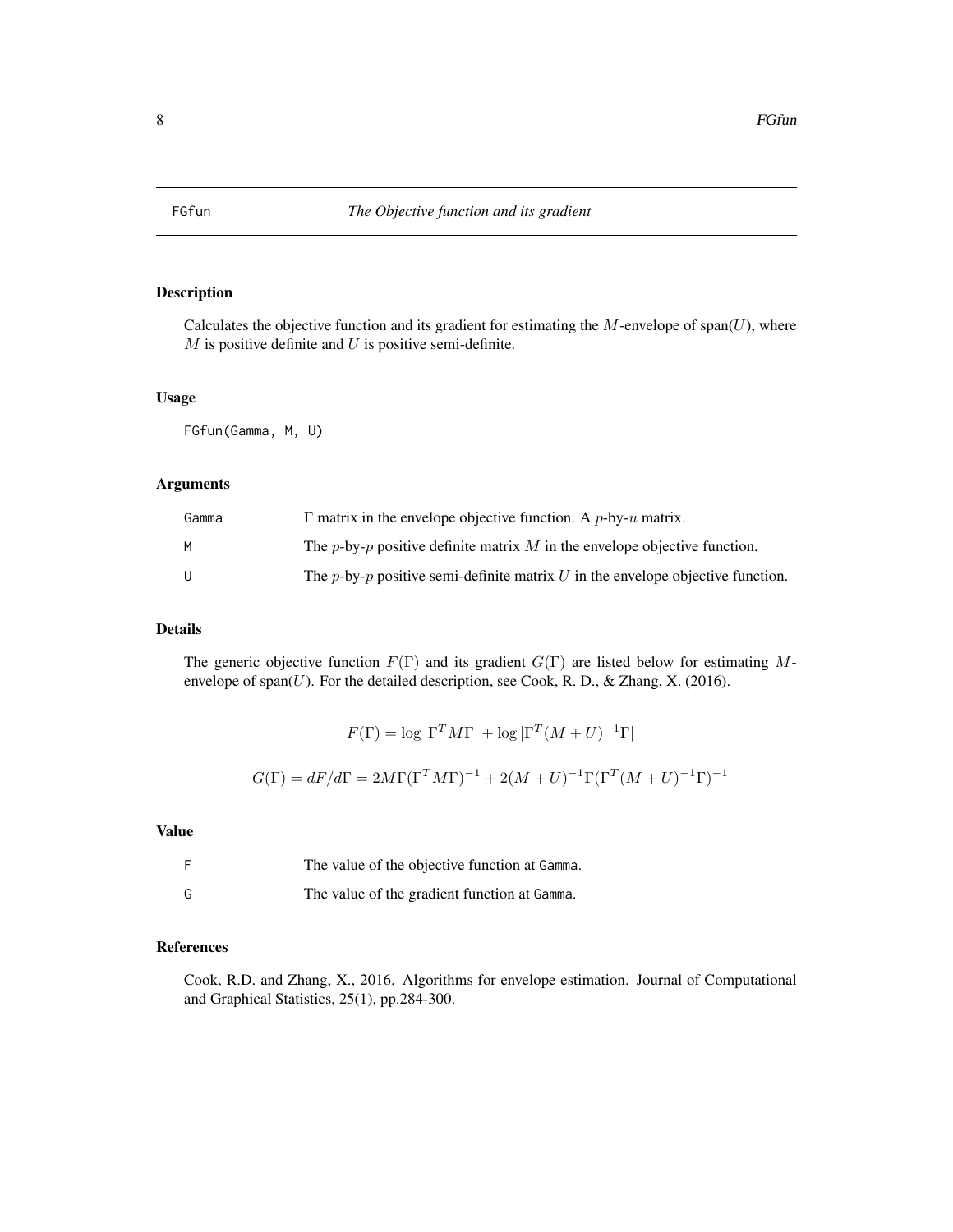# FGfun — *The Objective function and its gradient*

## Description

Calculates the objective function and its gradient for estimating the $M$-envelope of span($U$), where $M$ is positive definite and $U$ is positive semi-definite.

## Usage

```
FGfun(Gamma, M, U)
```

## Arguments

| | |
|---|---|
| Gamma | $\Gamma$ matrix in the envelope objective function. A $p$-by-$u$ matrix. |
| M | The $p$-by-$p$ positive definite matrix $M$ in the envelope objective function. |
| U | The $p$-by-$p$ positive semi-definite matrix $U$ in the envelope objective function. |

## Details

The generic objective function $F(\Gamma)$ and its gradient $G(\Gamma)$ are listed below for estimating $M$-envelope of span($U$). For the detailed description, see Cook, R. D., & Zhang, X. (2016).

$$F(\Gamma) = \log |\Gamma^T M \Gamma| + \log |\Gamma^T (M+U)^{-1} \Gamma|$$

$$G(\Gamma) = dF/d\Gamma = 2M\Gamma(\Gamma^T M \Gamma)^{-1} + 2(M+U)^{-1}\Gamma(\Gamma^T (M+U)^{-1}\Gamma)^{-1}$$

## Value

| | |
|---|---|
| F | The value of the objective function at Gamma. |
| G | The value of the gradient function at Gamma. |

## References

Cook, R.D. and Zhang, X., 2016. Algorithms for envelope estimation. Journal of Computational and Graphical Statistics, 25(1), pp.284-300.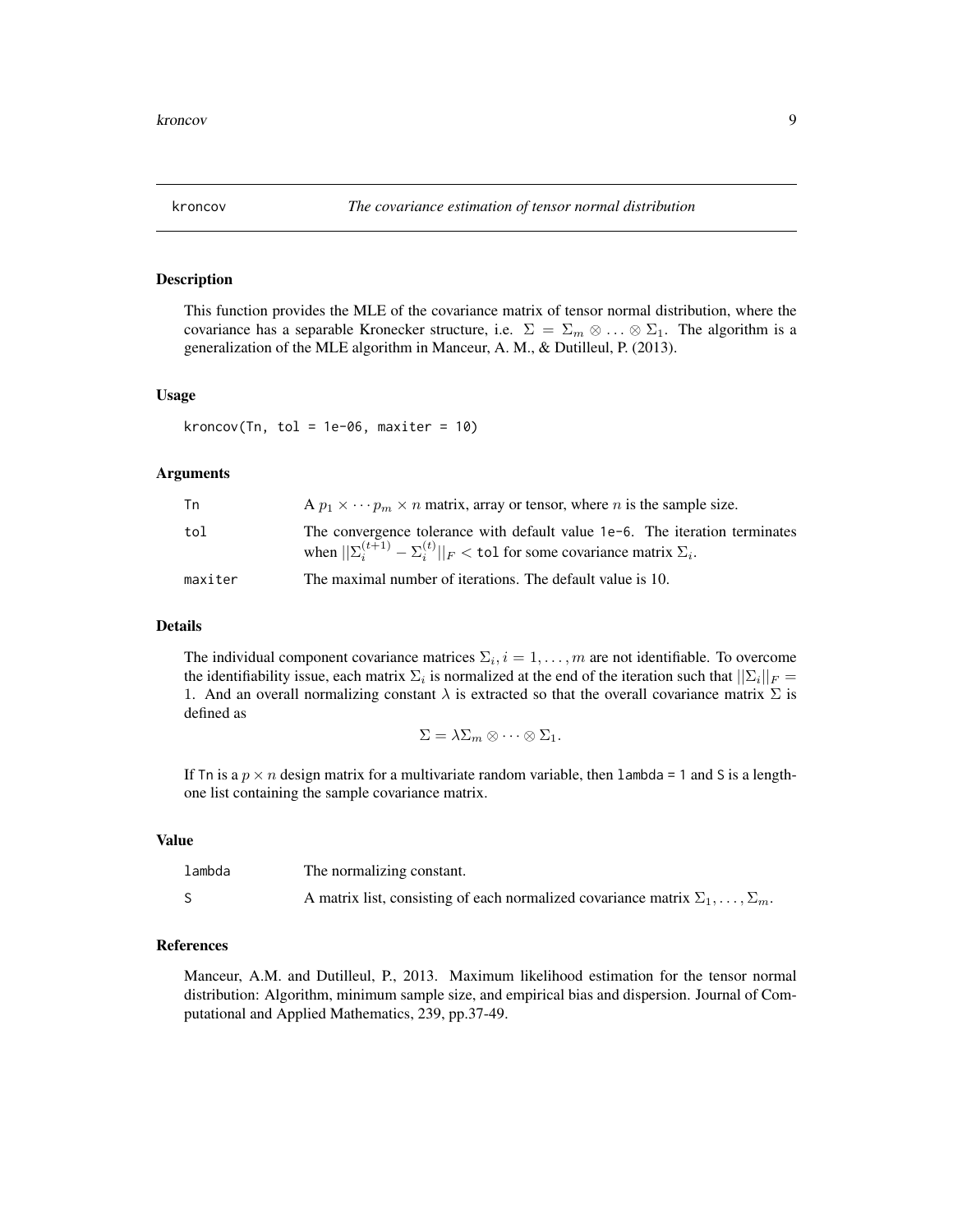## kroncov *The covariance estimation of tensor normal distribution*

### Description

This function provides the MLE of the covariance matrix of tensor normal distribution, where the covariance has a separable Kronecker structure, i.e. $\Sigma = \Sigma_m \otimes \ldots \otimes \Sigma_1$. The algorithm is a generalization of the MLE algorithm in Manceur, A. M., & Dutilleul, P. (2013).

### Usage

```
kroncov(Tn, tol = 1e-06, maxiter = 10)
```

### Arguments

| | |
|---|---|
| Tn | A $p_1 \times \cdots p_m \times n$ matrix, array or tensor, where $n$ is the sample size. |
| tol | The convergence tolerance with default value 1e-6. The iteration terminates when $\|\|\Sigma_i^{(t+1)} - \Sigma_i^{(t)}\|\|_F <$ tol for some covariance matrix $\Sigma_i$. |
| maxiter | The maximal number of iterations. The default value is 10. |

### Details

The individual component covariance matrices $\Sigma_i, i = 1, \ldots, m$ are not identifiable. To overcome the identifiability issue, each matrix $\Sigma_i$ is normalized at the end of the iteration such that $||\Sigma_i||_F = 1$. And an overall normalizing constant $\lambda$ is extracted so that the overall covariance matrix $\Sigma$ is defined as

$$\Sigma = \lambda \Sigma_m \otimes \cdots \otimes \Sigma_1.$$

If Tn is a $p \times n$ design matrix for a multivariate random variable, then lambda = 1 and S is a length-one list containing the sample covariance matrix.

### Value

| | |
|---|---|
| lambda | The normalizing constant. |
| S | A matrix list, consisting of each normalized covariance matrix $\Sigma_1, \ldots, \Sigma_m$. |

### References

Manceur, A.M. and Dutilleul, P., 2013. Maximum likelihood estimation for the tensor normal distribution: Algorithm, minimum sample size, and empirical bias and dispersion. Journal of Computational and Applied Mathematics, 239, pp.37-49.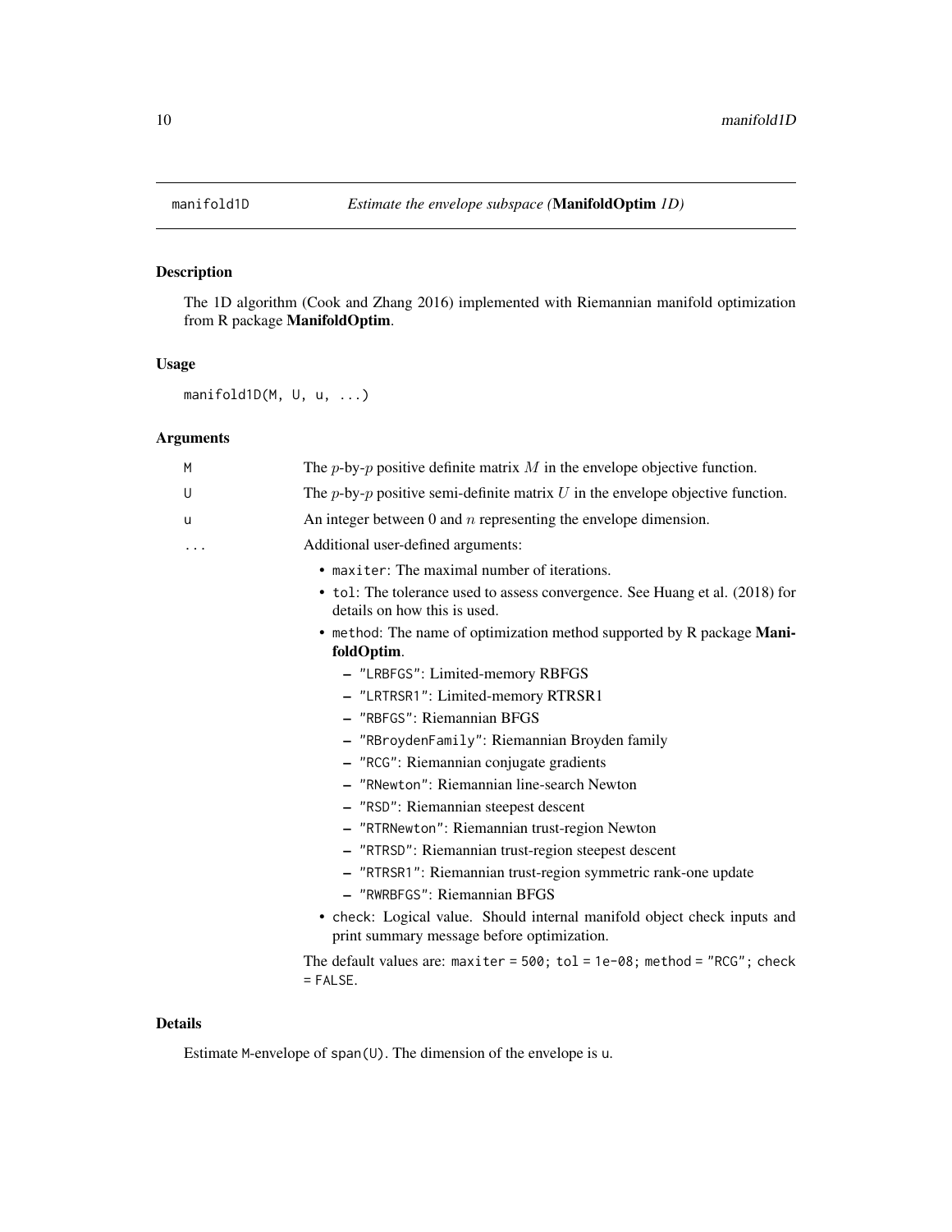# manifold1D *Estimate the envelope subspace (**ManifoldOptim** 1D)*

## Description

The 1D algorithm (Cook and Zhang 2016) implemented with Riemannian manifold optimization from R package **ManifoldOptim**.

## Usage

```
manifold1D(M, U, u, ...)
```

## Arguments

| | |
|---|---|
| M | The $p$-by-$p$ positive definite matrix $M$ in the envelope objective function. |
| U | The $p$-by-$p$ positive semi-definite matrix $U$ in the envelope objective function. |
| u | An integer between 0 and $n$ representing the envelope dimension. |
| ... | Additional user-defined arguments: |

- `maxiter`: The maximal number of iterations.
- `tol`: The tolerance used to assess convergence. See Huang et al. (2018) for details on how this is used.
- `method`: The name of optimization method supported by R package **ManifoldOptim**.
  - `"LRBFGS"`: Limited-memory RBFGS
  - `"LRTRSR1"`: Limited-memory RTRSR1
  - `"RBFGS"`: Riemannian BFGS
  - `"RBroydenFamily"`: Riemannian Broyden family
  - `"RCG"`: Riemannian conjugate gradients
  - `"RNewton"`: Riemannian line-search Newton
  - `"RSD"`: Riemannian steepest descent
  - `"RTRNewton"`: Riemannian trust-region Newton
  - `"RTRSD"`: Riemannian trust-region steepest descent
  - `"RTRSR1"`: Riemannian trust-region symmetric rank-one update
  - `"RWRBFGS"`: Riemannian BFGS
- `check`: Logical value. Should internal manifold object check inputs and print summary message before optimization.

The default values are: `maxiter = 500; tol = 1e-08; method = "RCG"; check = FALSE`.

## Details

Estimate `M`-envelope of `span(U)`. The dimension of the envelope is `u`.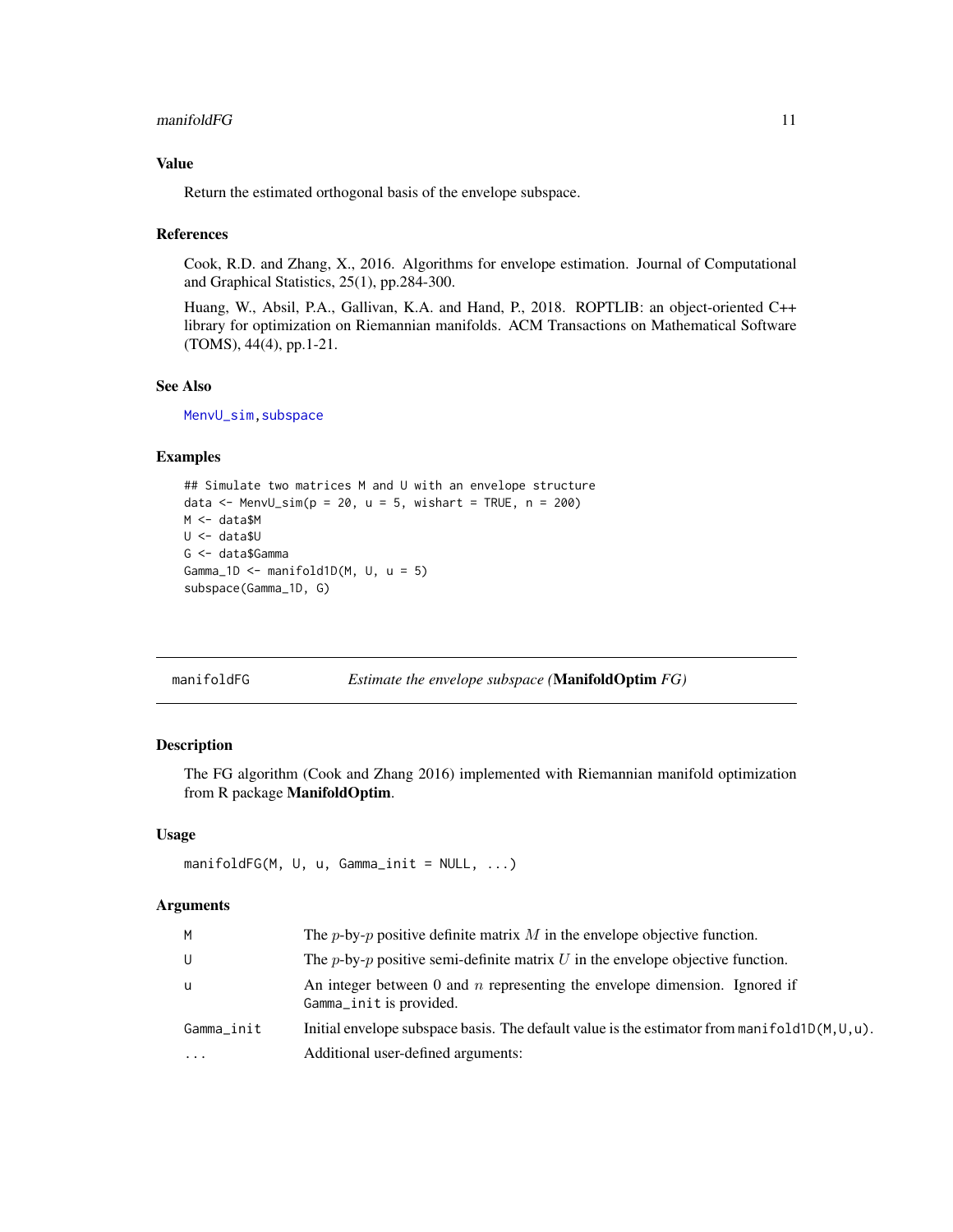### Value

Return the estimated orthogonal basis of the envelope subspace.

### References

Cook, R.D. and Zhang, X., 2016. Algorithms for envelope estimation. Journal of Computational and Graphical Statistics, 25(1), pp.284-300.

Huang, W., Absil, P.A., Gallivan, K.A. and Hand, P., 2018. ROPTLIB: an object-oriented C++ library for optimization on Riemannian manifolds. ACM Transactions on Mathematical Software (TOMS), 44(4), pp.1-21.

### See Also

MenvU_sim, subspace

### Examples

```
## Simulate two matrices M and U with an envelope structure
data <- MenvU_sim(p = 20, u = 5, wishart = TRUE, n = 200)
M <- data$M
U <- data$U
G <- data$Gamma
Gamma_1D <- manifold1D(M, U, u = 5)
subspace(Gamma_1D, G)
```

---

## manifoldFG — *Estimate the envelope subspace (**ManifoldOptim** FG)*

### Description

The FG algorithm (Cook and Zhang 2016) implemented with Riemannian manifold optimization from R package **ManifoldOptim**.

### Usage

```
manifoldFG(M, U, u, Gamma_init = NULL, ...)
```

### Arguments

| | |
|---|---|
| M | The $p$-by-$p$ positive definite matrix $M$ in the envelope objective function. |
| U | The $p$-by-$p$ positive semi-definite matrix $U$ in the envelope objective function. |
| u | An integer between 0 and $n$ representing the envelope dimension. Ignored if `Gamma_init` is provided. |
| Gamma_init | Initial envelope subspace basis. The default value is the estimator from `manifold1D(M,U,u)`. |
| ... | Additional user-defined arguments: |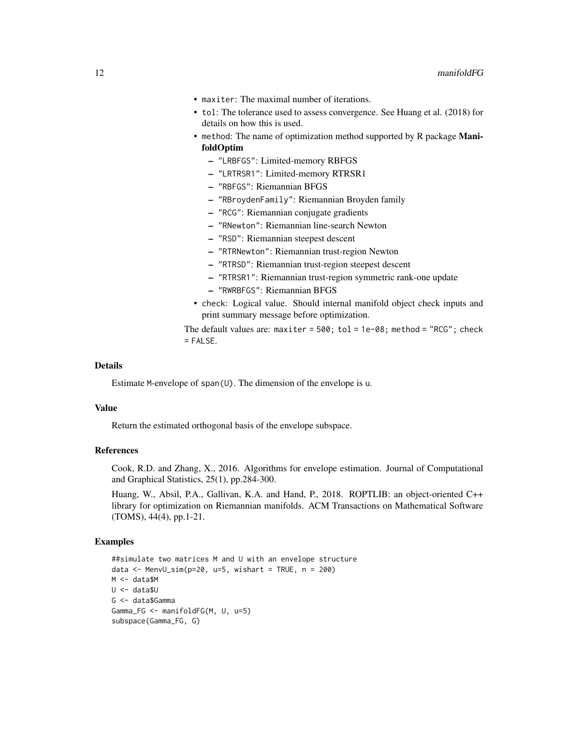- maxiter: The maximal number of iterations.
- tol: The tolerance used to assess convergence. See Huang et al. (2018) for details on how this is used.
- method: The name of optimization method supported by R package **ManifoldOptim**
  - "LRBFGS": Limited-memory RBFGS
  - "LRTRSR1": Limited-memory RTRSR1
  - "RBFGS": Riemannian BFGS
  - "RBroydenFamily": Riemannian Broyden family
  - "RCG": Riemannian conjugate gradients
  - "RNewton": Riemannian line-search Newton
  - "RSD": Riemannian steepest descent
  - "RTRNewton": Riemannian trust-region Newton
  - "RTRSD": Riemannian trust-region steepest descent
  - "RTRSR1": Riemannian trust-region symmetric rank-one update
  - "RWRBFGS": Riemannian BFGS
- check: Logical value. Should internal manifold object check inputs and print summary message before optimization.

The default values are: maxiter = 500; tol = 1e-08; method = "RCG"; check = FALSE.

### Details

Estimate M-envelope of span(U). The dimension of the envelope is u.

### Value

Return the estimated orthogonal basis of the envelope subspace.

### References

Cook, R.D. and Zhang, X., 2016. Algorithms for envelope estimation. Journal of Computational and Graphical Statistics, 25(1), pp.284-300.

Huang, W., Absil, P.A., Gallivan, K.A. and Hand, P., 2018. ROPTLIB: an object-oriented C++ library for optimization on Riemannian manifolds. ACM Transactions on Mathematical Software (TOMS), 44(4), pp.1-21.

### Examples

```
##simulate two matrices M and U with an envelope structure
data <- MenvU_sim(p=20, u=5, wishart = TRUE, n = 200)
M <- data$M
U <- data$U
G <- data$Gamma
Gamma_FG <- manifoldFG(M, U, u=5)
subspace(Gamma_FG, G)
```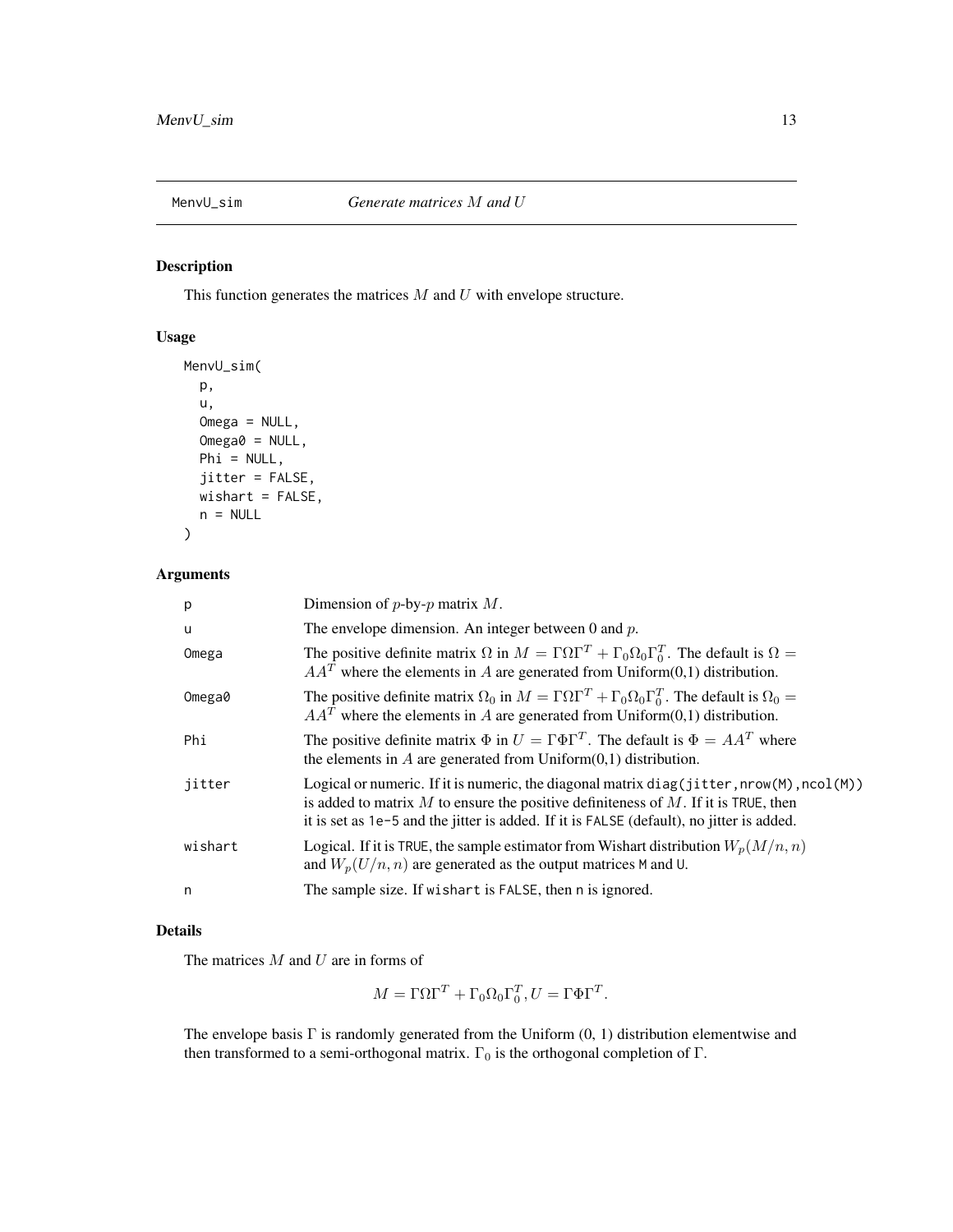## MenvU_sim — *Generate matrices $M$ and $U$*

### Description

This function generates the matrices $M$ and $U$ with envelope structure.

### Usage

```
MenvU_sim(
  p,
  u,
  Omega = NULL,
  Omega0 = NULL,
  Phi = NULL,
  jitter = FALSE,
  wishart = FALSE,
  n = NULL
)
```

### Arguments

| | |
|---|---|
| p | Dimension of $p$-by-$p$ matrix $M$. |
| u | The envelope dimension. An integer between 0 and $p$. |
| Omega | The positive definite matrix $\Omega$ in $M = \Gamma\Omega\Gamma^T + \Gamma_0\Omega_0\Gamma_0^T$. The default is $\Omega = AA^T$ where the elements in $A$ are generated from Uniform(0,1) distribution. |
| Omega0 | The positive definite matrix $\Omega_0$ in $M = \Gamma\Omega\Gamma^T + \Gamma_0\Omega_0\Gamma_0^T$. The default is $\Omega_0 = AA^T$ where the elements in $A$ are generated from Uniform(0,1) distribution. |
| Phi | The positive definite matrix $\Phi$ in $U = \Gamma\Phi\Gamma^T$. The default is $\Phi = AA^T$ where the elements in $A$ are generated from Uniform(0,1) distribution. |
| jitter | Logical or numeric. If it is numeric, the diagonal matrix `diag(jitter,nrow(M),ncol(M))` is added to matrix $M$ to ensure the positive definiteness of $M$. If it is `TRUE`, then it is set as `1e-5` and the jitter is added. If it is `FALSE` (default), no jitter is added. |
| wishart | Logical. If it is `TRUE`, the sample estimator from Wishart distribution $W_p(M/n, n)$ and $W_p(U/n, n)$ are generated as the output matrices `M` and `U`. |
| n | The sample size. If `wishart` is `FALSE`, then `n` is ignored. |

### Details

The matrices $M$ and $U$ are in forms of

$$M = \Gamma\Omega\Gamma^T + \Gamma_0\Omega_0\Gamma_0^T, U = \Gamma\Phi\Gamma^T.$$

The envelope basis $\Gamma$ is randomly generated from the Uniform (0, 1) distribution elementwise and then transformed to a semi-orthogonal matrix. $\Gamma_0$ is the orthogonal completion of $\Gamma$.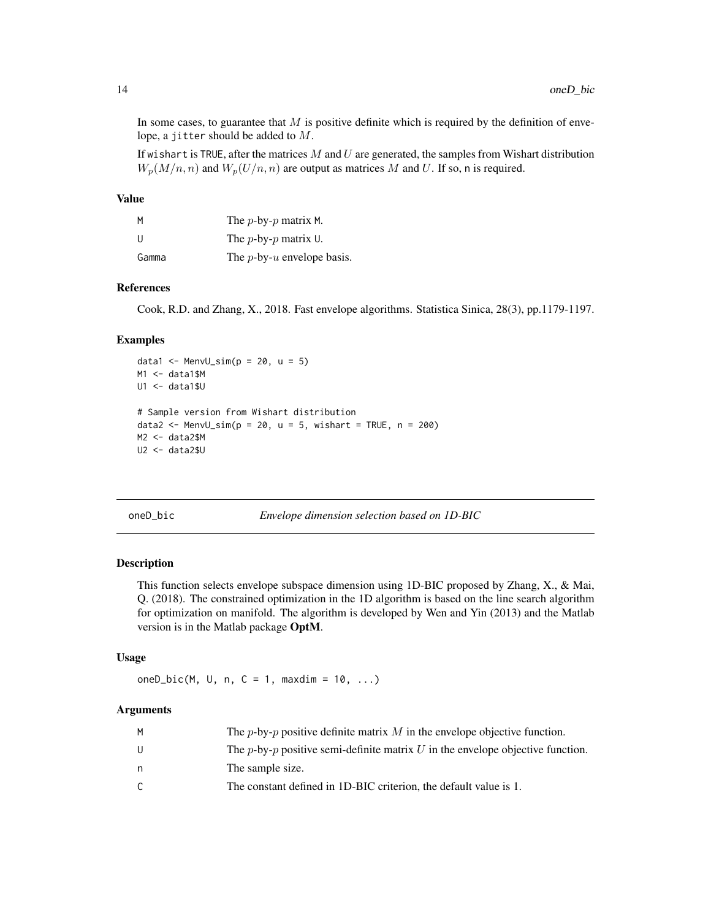In some cases, to guarantee that $M$ is positive definite which is required by the definition of envelope, a `jitter` should be added to $M$.

If `wishart` is `TRUE`, after the matrices $M$ and $U$ are generated, the samples from Wishart distribution $W_p(M/n, n)$ and $W_p(U/n, n)$ are output as matrices $M$ and $U$. If so, `n` is required.

### Value

| | |
|---|---|
| `M` | The $p$-by-$p$ matrix `M`. |
| `U` | The $p$-by-$p$ matrix `U`. |
| `Gamma` | The $p$-by-$u$ envelope basis. |

### References

Cook, R.D. and Zhang, X., 2018. Fast envelope algorithms. Statistica Sinica, 28(3), pp.1179-1197.

### Examples

```
data1 <- MenvU_sim(p = 20, u = 5)
M1 <- data1$M
U1 <- data1$U

# Sample version from Wishart distribution
data2 <- MenvU_sim(p = 20, u = 5, wishart = TRUE, n = 200)
M2 <- data2$M
U2 <- data2$U
```

---

## oneD_bic — *Envelope dimension selection based on 1D-BIC*

### Description

This function selects envelope subspace dimension using 1D-BIC proposed by Zhang, X., & Mai, Q. (2018). The constrained optimization in the 1D algorithm is based on the line search algorithm for optimization on manifold. The algorithm is developed by Wen and Yin (2013) and the Matlab version is in the Matlab package **OptM**.

### Usage

```
oneD_bic(M, U, n, C = 1, maxdim = 10, ...)
```

### Arguments

| | |
|---|---|
| `M` | The $p$-by-$p$ positive definite matrix $M$ in the envelope objective function. |
| `U` | The $p$-by-$p$ positive semi-definite matrix $U$ in the envelope objective function. |
| `n` | The sample size. |
| `C` | The constant defined in 1D-BIC criterion, the default value is 1. |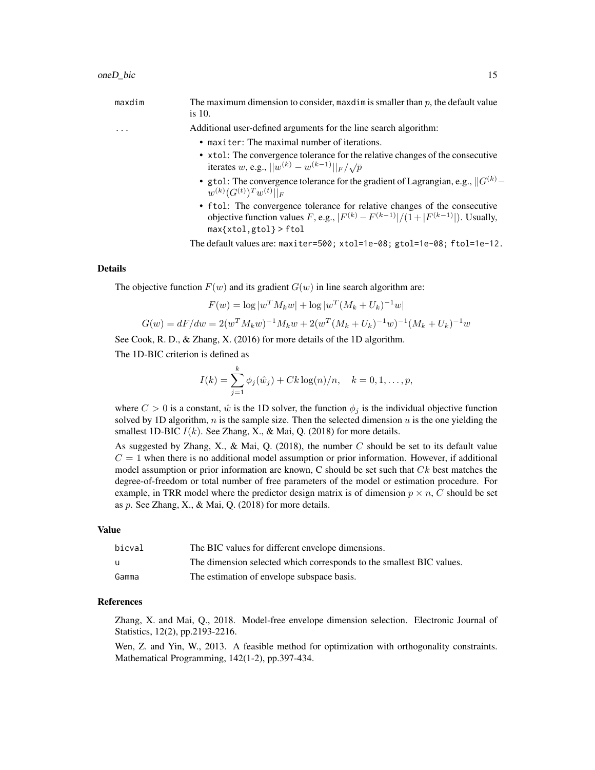| | |
|---|---|
| maxdim | The maximum dimension to consider, maxdim is smaller than $p$, the default value is 10. |
| ... | Additional user-defined arguments for the line search algorithm: |

- maxiter: The maximal number of iterations.
- xtol: The convergence tolerance for the relative changes of the consecutive iterates $w$, e.g., $\|w^{(k)} - w^{(k-1)}\|_F/\sqrt{p}$
- gtol: The convergence tolerance for the gradient of Lagrangian, e.g., $\|G^{(k)} - w^{(k)}(G^{(t)})^T w^{(t)}\|_F$
- ftol: The convergence tolerance for relative changes of the consecutive objective function values $F$, e.g., $|F^{(k)} - F^{(k-1)}|/(1 + |F^{(k-1)}|)$. Usually, max{xtol,gtol} > ftol

The default values are: maxiter=500; xtol=1e-08; gtol=1e-08; ftol=1e-12.

## Details

The objective function $F(w)$ and its gradient $G(w)$ in line search algorithm are:

$$F(w) = \log|w^T M_k w| + \log|w^T (M_k + U_k)^{-1} w|$$

$$G(w) = dF/dw = 2(w^T M_k w)^{-1} M_k w + 2(w^T (M_k + U_k)^{-1} w)^{-1} (M_k + U_k)^{-1} w$$

See Cook, R. D., & Zhang, X. (2016) for more details of the 1D algorithm.

The 1D-BIC criterion is defined as

$$I(k) = \sum_{j=1}^{k} \phi_j(\hat{w}_j) + Ck\log(n)/n, \quad k = 0, 1, \ldots, p,$$

where $C > 0$ is a constant, $\hat{w}$ is the 1D solver, the function $\phi_j$ is the individual objective function solved by 1D algorithm, $n$ is the sample size. Then the selected dimension $u$ is the one yielding the smallest 1D-BIC $I(k)$. See Zhang, X., & Mai, Q. (2018) for more details.

As suggested by Zhang, X., & Mai, Q. (2018), the number $C$ should be set to its default value $C = 1$ when there is no additional model assumption or prior information. However, if additional model assumption or prior information are known, C should be set such that $Ck$ best matches the degree-of-freedom or total number of free parameters of the model or estimation procedure. For example, in TRR model where the predictor design matrix is of dimension $p \times n$, $C$ should be set as $p$. See Zhang, X., & Mai, Q. (2018) for more details.

## Value

| | |
|---|---|
| bicval | The BIC values for different envelope dimensions. |
| u | The dimension selected which corresponds to the smallest BIC values. |
| Gamma | The estimation of envelope subspace basis. |

## References

Zhang, X. and Mai, Q., 2018. Model-free envelope dimension selection. Electronic Journal of Statistics, 12(2), pp.2193-2216.

Wen, Z. and Yin, W., 2013. A feasible method for optimization with orthogonality constraints. Mathematical Programming, 142(1-2), pp.397-434.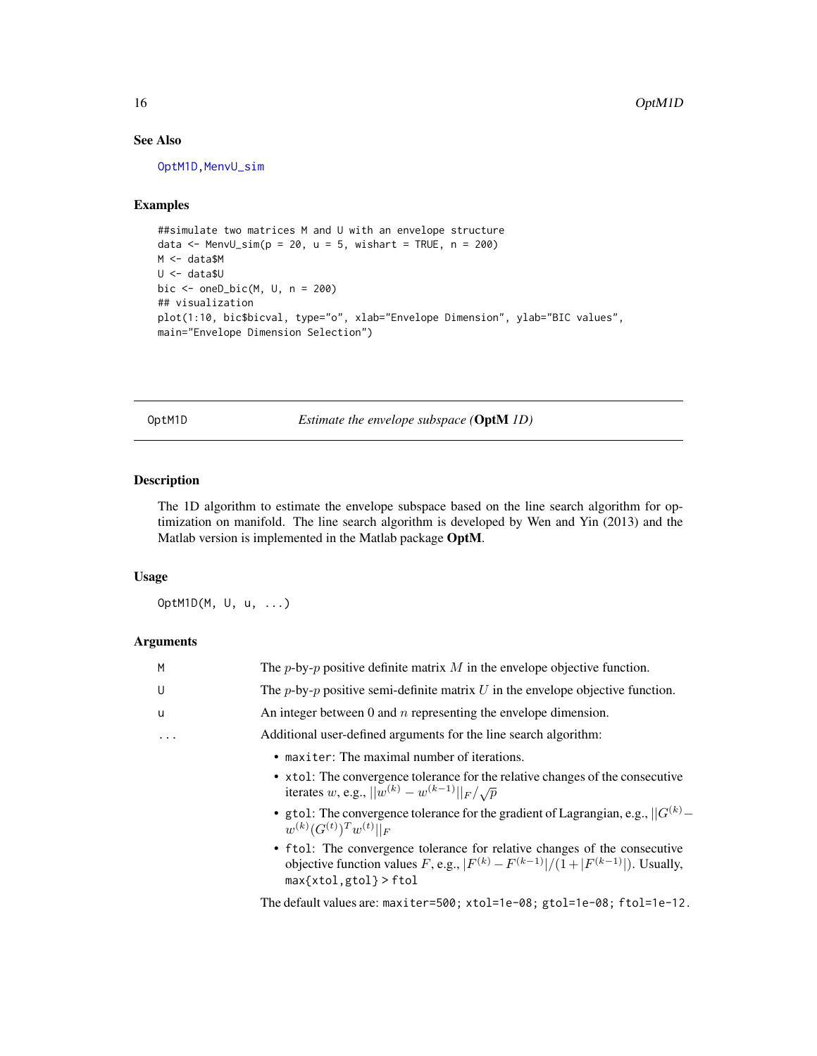### See Also

OptM1D, MenvU_sim

### Examples

```
##simulate two matrices M and U with an envelope structure
data <- MenvU_sim(p = 20, u = 5, wishart = TRUE, n = 200)
M <- data$M
U <- data$U
bic <- oneD_bic(M, U, n = 200)
## visualization
plot(1:10, bic$bicval, type="o", xlab="Envelope Dimension", ylab="BIC values",
main="Envelope Dimension Selection")
```

---

## OptM1D &nbsp;&nbsp;&nbsp;&nbsp; *Estimate the envelope subspace (**OptM** 1D)*

### Description

The 1D algorithm to estimate the envelope subspace based on the line search algorithm for optimization on manifold. The line search algorithm is developed by Wen and Yin (2013) and the Matlab version is implemented in the Matlab package **OptM**.

### Usage

```
OptM1D(M, U, u, ...)
```

### Arguments

| | |
|---|---|
| M | The $p$-by-$p$ positive definite matrix $M$ in the envelope objective function. |
| U | The $p$-by-$p$ positive semi-definite matrix $U$ in the envelope objective function. |
| u | An integer between 0 and $n$ representing the envelope dimension. |
| ... | Additional user-defined arguments for the line search algorithm: |

- `maxiter`: The maximal number of iterations.
- `xtol`: The convergence tolerance for the relative changes of the consecutive iterates $w$, e.g., $||w^{(k)} - w^{(k-1)}||_F/\sqrt{p}$
- `gtol`: The convergence tolerance for the gradient of Lagrangian, e.g., $||G^{(k)} - w^{(k)}(G^{(t)})^T w^{(t)}||_F$
- `ftol`: The convergence tolerance for relative changes of the consecutive objective function values $F$, e.g., $|F^{(k)} - F^{(k-1)}|/(1+|F^{(k-1)}|)$. Usually, `max{xtol,gtol} > ftol`

The default values are: `maxiter=500; xtol=1e-08; gtol=1e-08; ftol=1e-12.`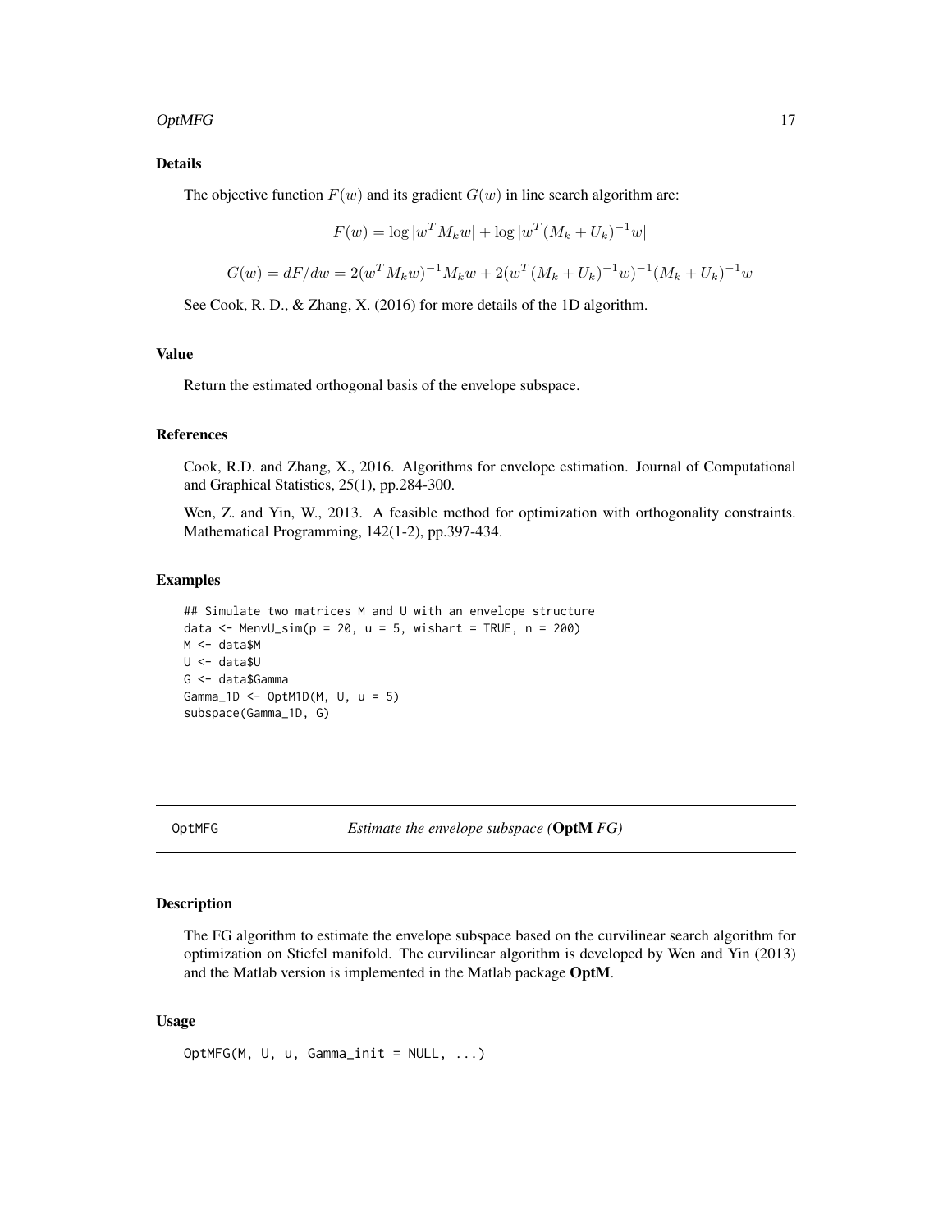### Details

The objective function $F(w)$ and its gradient $G(w)$ in line search algorithm are:

$$F(w) = \log |w^T M_k w| + \log |w^T (M_k + U_k)^{-1} w|$$

$$G(w) = dF/dw = 2(w^T M_k w)^{-1} M_k w + 2(w^T (M_k + U_k)^{-1} w)^{-1} (M_k + U_k)^{-1} w$$

See Cook, R. D., & Zhang, X. (2016) for more details of the 1D algorithm.

### Value

Return the estimated orthogonal basis of the envelope subspace.

### References

Cook, R.D. and Zhang, X., 2016. Algorithms for envelope estimation. Journal of Computational and Graphical Statistics, 25(1), pp.284-300.

Wen, Z. and Yin, W., 2013. A feasible method for optimization with orthogonality constraints. Mathematical Programming, 142(1-2), pp.397-434.

### Examples

```
## Simulate two matrices M and U with an envelope structure
data <- MenvU_sim(p = 20, u = 5, wishart = TRUE, n = 200)
M <- data$M
U <- data$U
G <- data$Gamma
Gamma_1D <- OptM1D(M, U, u = 5)
subspace(Gamma_1D, G)
```

---

## OptMFG — *Estimate the envelope subspace (**OptM** FG)*

### Description

The FG algorithm to estimate the envelope subspace based on the curvilinear search algorithm for optimization on Stiefel manifold. The curvilinear algorithm is developed by Wen and Yin (2013) and the Matlab version is implemented in the Matlab package **OptM**.

### Usage

```
OptMFG(M, U, u, Gamma_init = NULL, ...)
```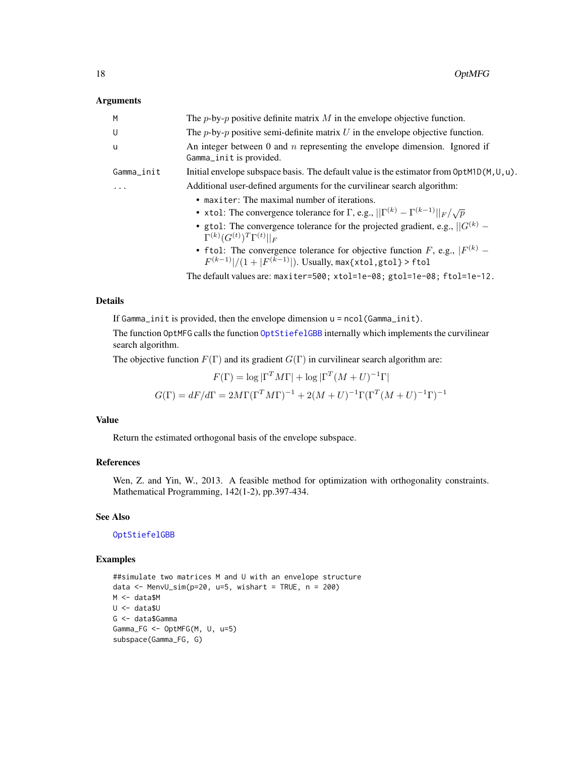## Arguments

| | |
|---|---|
| M | The $p$-by-$p$ positive definite matrix $M$ in the envelope objective function. |
| U | The $p$-by-$p$ positive semi-definite matrix $U$ in the envelope objective function. |
| u | An integer between 0 and $n$ representing the envelope dimension. Ignored if `Gamma_init` is provided. |
| Gamma_init | Initial envelope subspace basis. The default value is the estimator from `OptM1D(M,U,u)`. |
| ... | Additional user-defined arguments for the curvilinear search algorithm: |

- `maxiter`: The maximal number of iterations.
- `xtol`: The convergence tolerance for $\Gamma$, e.g., $||\Gamma^{(k)} - \Gamma^{(k-1)}||_F/\sqrt{p}$
- `gtol`: The convergence tolerance for the projected gradient, e.g., $||G^{(k)} - \Gamma^{(k)}(G^{(t)})^T\Gamma^{(t)}||_F$
- `ftol`: The convergence tolerance for objective function $F$, e.g., $|F^{(k)} - F^{(k-1)}|/(1+|F^{(k-1)}|)$. Usually, `max{xtol,gtol} > ftol`

The default values are: `maxiter=500; xtol=1e-08; gtol=1e-08; ftol=1e-12`.

## Details

If `Gamma_init` is provided, then the envelope dimension `u = ncol(Gamma_init)`.

The function `OptMFG` calls the function `OptStiefelGBB` internally which implements the curvilinear search algorithm.

The objective function $F(\Gamma)$ and its gradient $G(\Gamma)$ in curvilinear search algorithm are:

$$F(\Gamma) = \log|\Gamma^T M \Gamma| + \log|\Gamma^T (M+U)^{-1}\Gamma|$$

$$G(\Gamma) = dF/d\Gamma = 2M\Gamma(\Gamma^T M\Gamma)^{-1} + 2(M+U)^{-1}\Gamma(\Gamma^T(M+U)^{-1}\Gamma)^{-1}$$

## Value

Return the estimated orthogonal basis of the envelope subspace.

## References

Wen, Z. and Yin, W., 2013. A feasible method for optimization with orthogonality constraints. Mathematical Programming, 142(1-2), pp.397-434.

## See Also

`OptStiefelGBB`

## Examples

```
##simulate two matrices M and U with an envelope structure
data <- MenvU_sim(p=20, u=5, wishart = TRUE, n = 200)
M <- data$M
U <- data$U
G <- data$Gamma
Gamma_FG <- OptMFG(M, U, u=5)
subspace(Gamma_FG, G)
```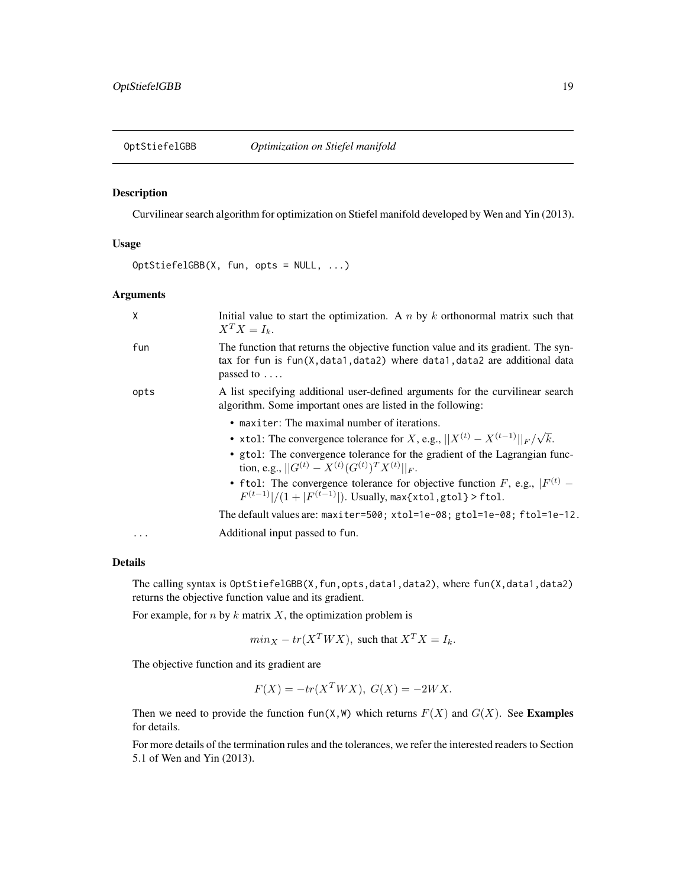## OptStiefelGBB *Optimization on Stiefel manifold*

### Description

Curvilinear search algorithm for optimization on Stiefel manifold developed by Wen and Yin (2013).

### Usage

```
OptStiefelGBB(X, fun, opts = NULL, ...)
```

### Arguments

| | |
|---|---|
| X | Initial value to start the optimization. A $n$ by $k$ orthonormal matrix such that $X^T X = I_k$. |
| fun | The function that returns the objective function value and its gradient. The syntax for fun is fun(X,data1,data2) where data1,data2 are additional data passed to .... |
| opts | A list specifying additional user-defined arguments for the curvilinear search algorithm. Some important ones are listed in the following: <br>• maxiter: The maximal number of iterations. <br>• xtol: The convergence tolerance for $X$, e.g., $\|\|X^{(t)} - X^{(t-1)}\|\|_F/\sqrt{k}$. <br>• gtol: The convergence tolerance for the gradient of the Lagrangian function, e.g., $\|\|G^{(t)} - X^{(t)}(G^{(t)})^T X^{(t)}\|\|_F$. <br>• ftol: The convergence tolerance for objective function $F$, e.g., $\|F^{(t)} - F^{(t-1)}\|/(1 + \|F^{(t-1)}\|)$. Usually, max{xtol,gtol} > ftol. <br>The default values are: maxiter=500; xtol=1e-08; gtol=1e-08; ftol=1e-12. |
| ... | Additional input passed to fun. |

### Details

The calling syntax is OptStiefelGBB(X,fun,opts,data1,data2), where fun(X,data1,data2) returns the objective function value and its gradient.

For example, for $n$ by $k$ matrix $X$, the optimization problem is

$$min_X - tr(X^T W X), \text{ such that } X^T X = I_k.$$

The objective function and its gradient are

$$F(X) = -tr(X^T W X), \; G(X) = -2WX.$$

Then we need to provide the function fun(X,W) which returns $F(X)$ and $G(X)$. See **Examples** for details.

For more details of the termination rules and the tolerances, we refer the interested readers to Section 5.1 of Wen and Yin (2013).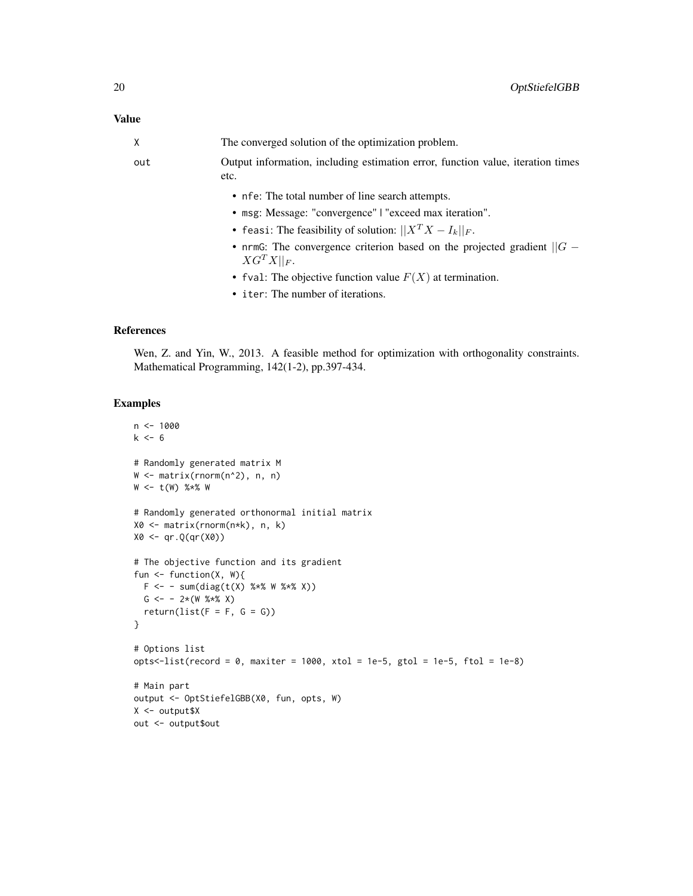### Value

X
: The converged solution of the optimization problem.

out
: Output information, including estimation error, function value, iteration times etc.

- nfe: The total number of line search attempts.
- msg: Message: "convergence" | "exceed max iteration".
- feasi: The feasibility of solution: $||X^TX - I_k||_F$.
- nrmG: The convergence criterion based on the projected gradient $||G - XG^TX||_F$.
- fval: The objective function value $F(X)$ at termination.
- iter: The number of iterations.

### References

Wen, Z. and Yin, W., 2013. A feasible method for optimization with orthogonality constraints. Mathematical Programming, 142(1-2), pp.397-434.

### Examples

```
n <- 1000
k <- 6

# Randomly generated matrix M
W <- matrix(rnorm(n^2), n, n)
W <- t(W) %*% W

# Randomly generated orthonormal initial matrix
X0 <- matrix(rnorm(n*k), n, k)
X0 <- qr.Q(qr(X0))

# The objective function and its gradient
fun <- function(X, W){
  F <- - sum(diag(t(X) %*% W %*% X))
  G <- - 2*(W %*% X)
  return(list(F = F, G = G))
}

# Options list
opts<-list(record = 0, maxiter = 1000, xtol = 1e-5, gtol = 1e-5, ftol = 1e-8)

# Main part
output <- OptStiefelGBB(X0, fun, opts, W)
X <- output$X
out <- output$out
```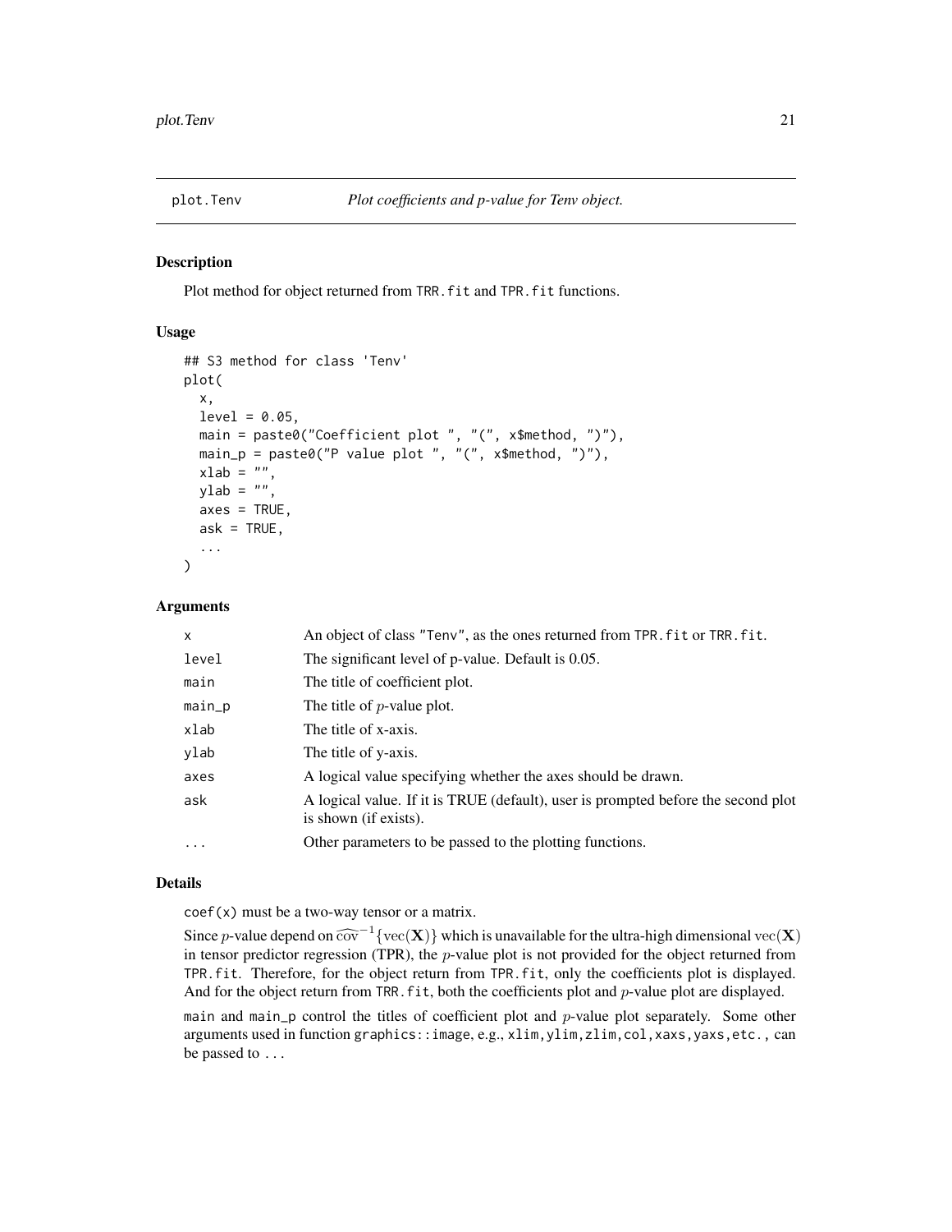# plot.Tenv *Plot coefficients and p-value for Tenv object.*

## Description

Plot method for object returned from `TRR.fit` and `TPR.fit` functions.

## Usage

```
## S3 method for class 'Tenv'
plot(
  x,
  level = 0.05,
  main = paste0("Coefficient plot ", "(", x$method, ")"),
  main_p = paste0("P value plot ", "(", x$method, ")"),
  xlab = "",
  ylab = "",
  axes = TRUE,
  ask = TRUE,
  ...
)
```

## Arguments

| | |
|---|---|
| `x` | An object of class "Tenv", as the ones returned from `TPR.fit` or `TRR.fit`. |
| `level` | The significant level of p-value. Default is 0.05. |
| `main` | The title of coefficient plot. |
| `main_p` | The title of $p$-value plot. |
| `xlab` | The title of x-axis. |
| `ylab` | The title of y-axis. |
| `axes` | A logical value specifying whether the axes should be drawn. |
| `ask` | A logical value. If it is TRUE (default), user is prompted before the second plot is shown (if exists). |
| `...` | Other parameters to be passed to the plotting functions. |

## Details

`coef(x)` must be a two-way tensor or a matrix.

Since $p$-value depend on $\widehat{\text{cov}}^{-1}\{\text{vec}(\mathbf{X})\}$ which is unavailable for the ultra-high dimensional $\text{vec}(\mathbf{X})$ in tensor predictor regression (TPR), the $p$-value plot is not provided for the object returned from `TPR.fit`. Therefore, for the object return from `TPR.fit`, only the coefficients plot is displayed. And for the object return from `TRR.fit`, both the coefficients plot and $p$-value plot are displayed.

`main` and `main_p` control the titles of coefficient plot and $p$-value plot separately. Some other arguments used in function `graphics::image`, e.g., `xlim,ylim,zlim,col,xaxs,yaxs,etc.`, can be passed to `...`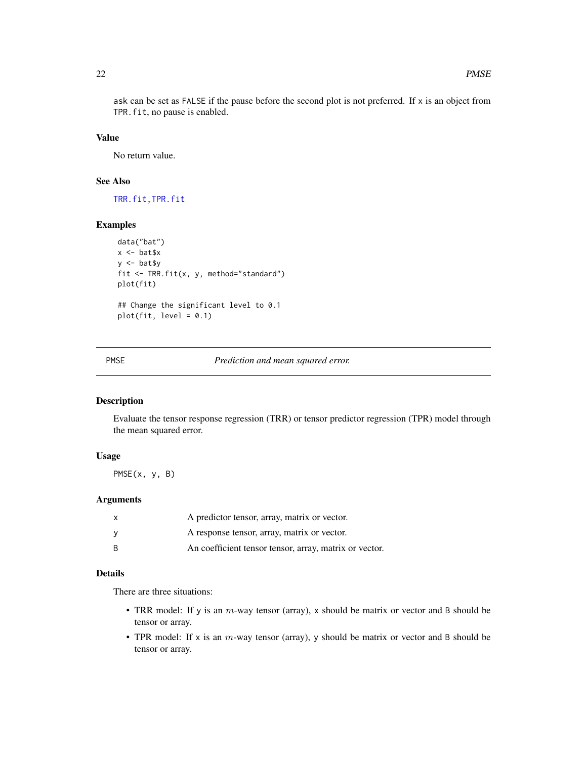ask can be set as FALSE if the pause before the second plot is not preferred. If x is an object from TPR.fit, no pause is enabled.

### Value

No return value.

### See Also

TRR.fit,TPR.fit

### Examples

```
data("bat")
x <- bat$x
y <- bat$y
fit <- TRR.fit(x, y, method="standard")
plot(fit)

## Change the significant level to 0.1
plot(fit, level = 0.1)
```

---

## PMSE — *Prediction and mean squared error.*

---

### Description

Evaluate the tensor response regression (TRR) or tensor predictor regression (TPR) model through the mean squared error.

### Usage

```
PMSE(x, y, B)
```

### Arguments

| | |
|---|---|
| x | A predictor tensor, array, matrix or vector. |
| y | A response tensor, array, matrix or vector. |
| B | An coefficient tensor tensor, array, matrix or vector. |

### Details

There are three situations:

- TRR model: If y is an $m$-way tensor (array), x should be matrix or vector and B should be tensor or array.
- TPR model: If x is an $m$-way tensor (array), y should be matrix or vector and B should be tensor or array.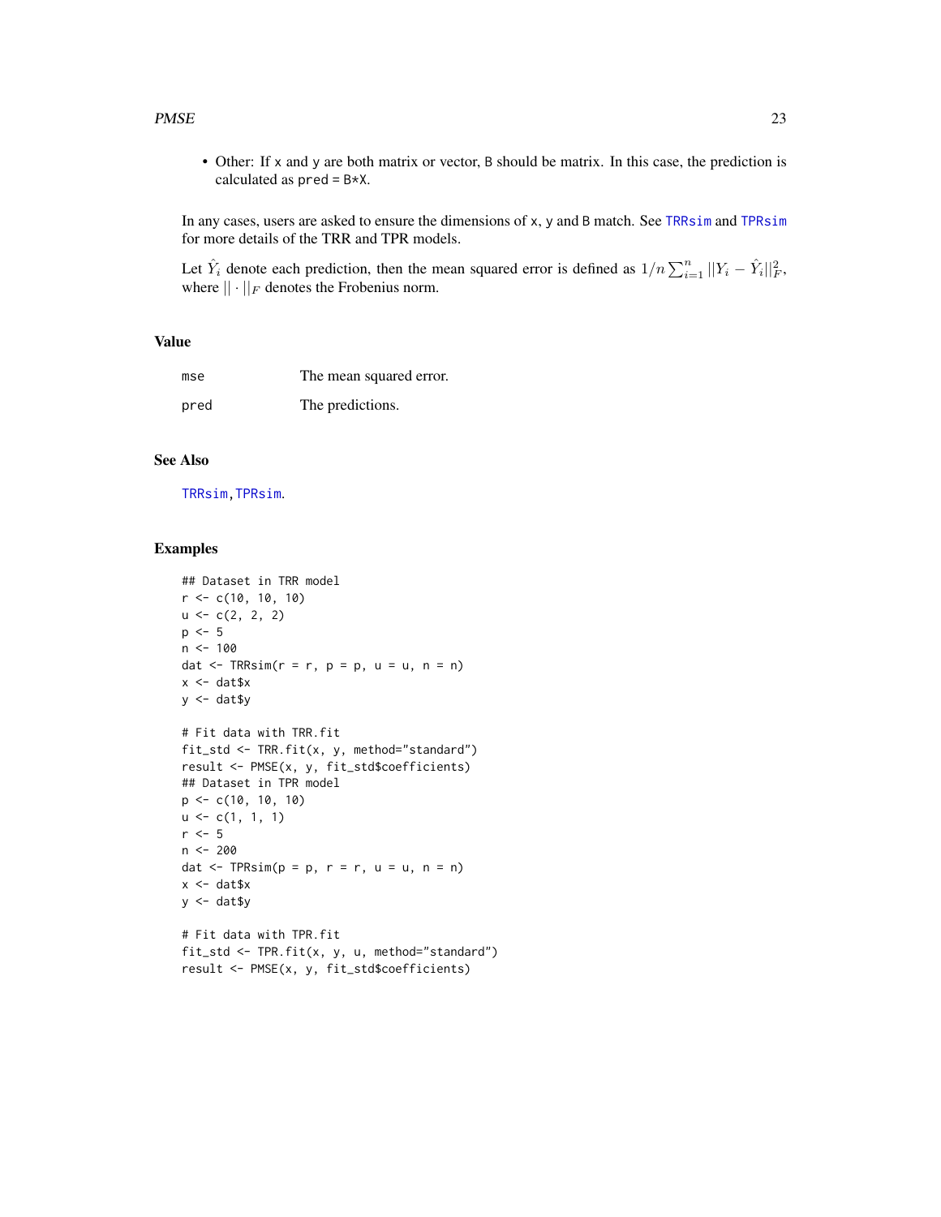- Other: If `x` and `y` are both matrix or vector, `B` should be matrix. In this case, the prediction is calculated as `pred = B*X`.

In any cases, users are asked to ensure the dimensions of `x`, `y` and `B` match. See `TRRsim` and `TPRsim` for more details of the TRR and TPR models.

Let $\hat{Y}_i$ denote each prediction, then the mean squared error is defined as $1/n \sum_{i=1}^{n} ||Y_i - \hat{Y}_i||_F^2$, where $|| \cdot ||_F$ denotes the Frobenius norm.

## Value

| | |
|---|---|
| `mse` | The mean squared error. |
| `pred` | The predictions. |

## See Also

`TRRsim`, `TPRsim`.

## Examples

```
## Dataset in TRR model
r <- c(10, 10, 10)
u <- c(2, 2, 2)
p <- 5
n <- 100
dat <- TRRsim(r = r, p = p, u = u, n = n)
x <- dat$x
y <- dat$y

# Fit data with TRR.fit
fit_std <- TRR.fit(x, y, method="standard")
result <- PMSE(x, y, fit_std$coefficients)
## Dataset in TPR model
p <- c(10, 10, 10)
u <- c(1, 1, 1)
r <- 5
n <- 200
dat <- TPRsim(p = p, r = r, u = u, n = n)
x <- dat$x
y <- dat$y

# Fit data with TPR.fit
fit_std <- TPR.fit(x, y, u, method="standard")
result <- PMSE(x, y, fit_std$coefficients)
```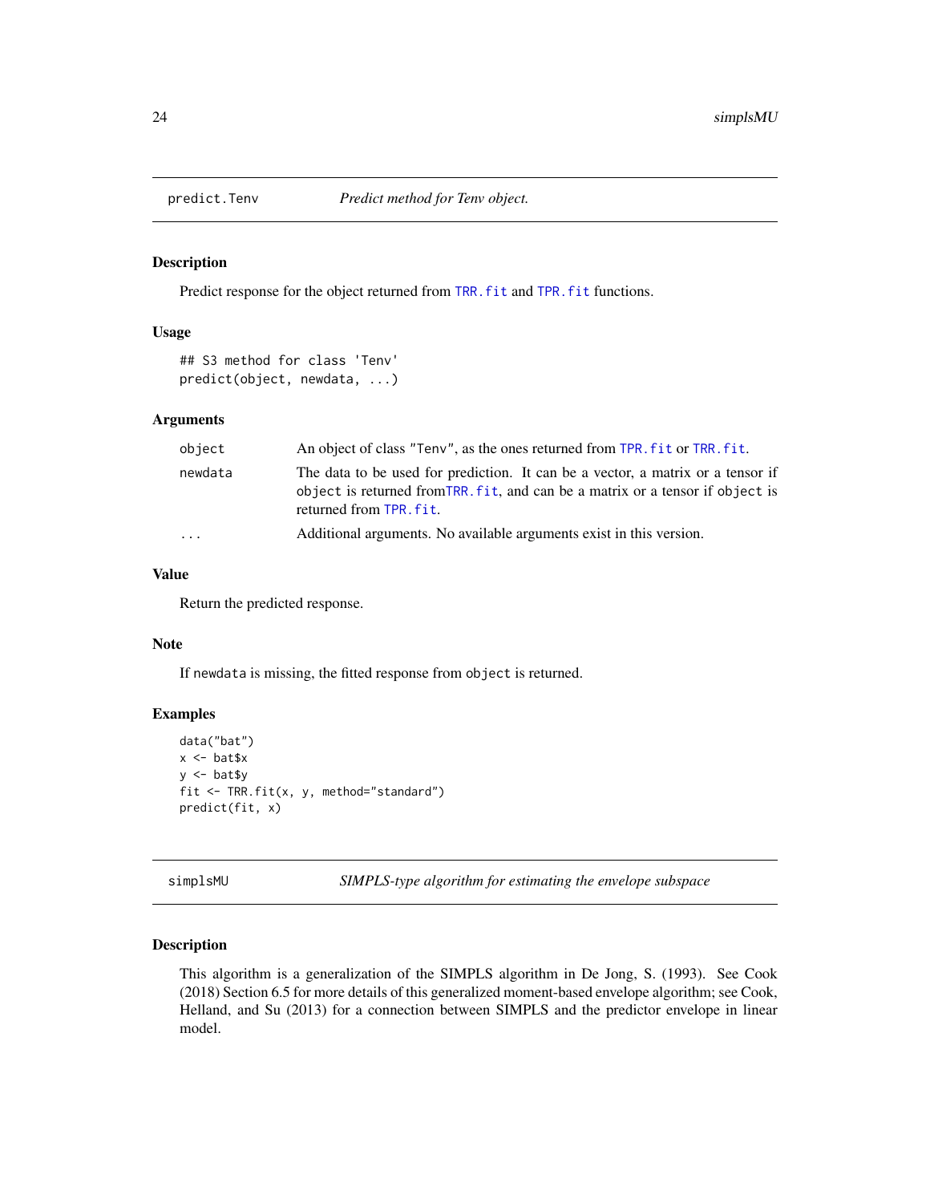## predict.Tenv — *Predict method for Tenv object.*

### Description

Predict response for the object returned from TRR.fit and TPR.fit functions.

### Usage

```
## S3 method for class 'Tenv'
predict(object, newdata, ...)
```

### Arguments

| | |
|---|---|
| object | An object of class "Tenv", as the ones returned from TPR.fit or TRR.fit. |
| newdata | The data to be used for prediction. It can be a vector, a matrix or a tensor if object is returned fromTRR.fit, and can be a matrix or a tensor if object is returned from TPR.fit. |
| ... | Additional arguments. No available arguments exist in this version. |

### Value

Return the predicted response.

### Note

If newdata is missing, the fitted response from object is returned.

### Examples

```
data("bat")
x <- bat$x
y <- bat$y
fit <- TRR.fit(x, y, method="standard")
predict(fit, x)
```

## simplsMU — *SIMPLS-type algorithm for estimating the envelope subspace*

### Description

This algorithm is a generalization of the SIMPLS algorithm in De Jong, S. (1993). See Cook (2018) Section 6.5 for more details of this generalized moment-based envelope algorithm; see Cook, Helland, and Su (2013) for a connection between SIMPLS and the predictor envelope in linear model.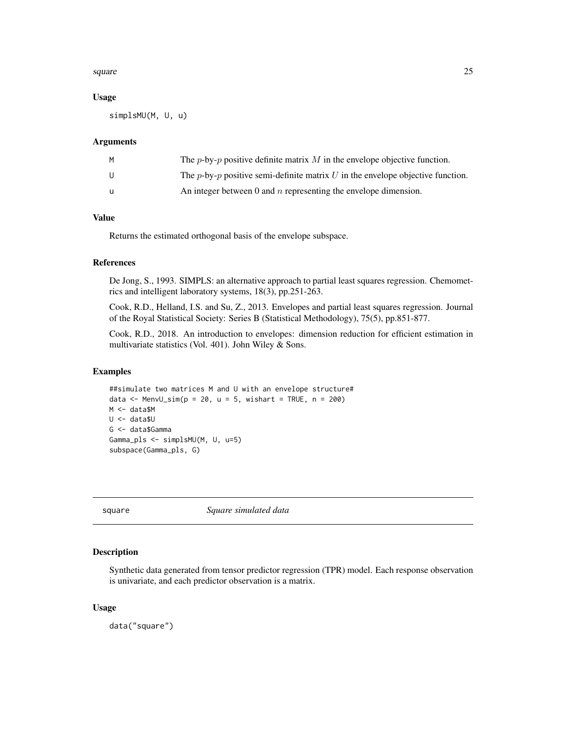### Usage

```
simplsMU(M, U, u)
```

### Arguments

| | |
|---|---|
| M | The $p$-by-$p$ positive definite matrix $M$ in the envelope objective function. |
| U | The $p$-by-$p$ positive semi-definite matrix $U$ in the envelope objective function. |
| u | An integer between 0 and $n$ representing the envelope dimension. |

### Value

Returns the estimated orthogonal basis of the envelope subspace.

### References

De Jong, S., 1993. SIMPLS: an alternative approach to partial least squares regression. Chemometrics and intelligent laboratory systems, 18(3), pp.251-263.

Cook, R.D., Helland, I.S. and Su, Z., 2013. Envelopes and partial least squares regression. Journal of the Royal Statistical Society: Series B (Statistical Methodology), 75(5), pp.851-877.

Cook, R.D., 2018. An introduction to envelopes: dimension reduction for efficient estimation in multivariate statistics (Vol. 401). John Wiley & Sons.

### Examples

```
##simulate two matrices M and U with an envelope structure#
data <- MenvU_sim(p = 20, u = 5, wishart = TRUE, n = 200)
M <- data$M
U <- data$U
G <- data$Gamma
Gamma_pls <- simplsMU(M, U, u=5)
subspace(Gamma_pls, G)
```

---

## square — *Square simulated data*

### Description

Synthetic data generated from tensor predictor regression (TPR) model. Each response observation is univariate, and each predictor observation is a matrix.

### Usage

```
data("square")
```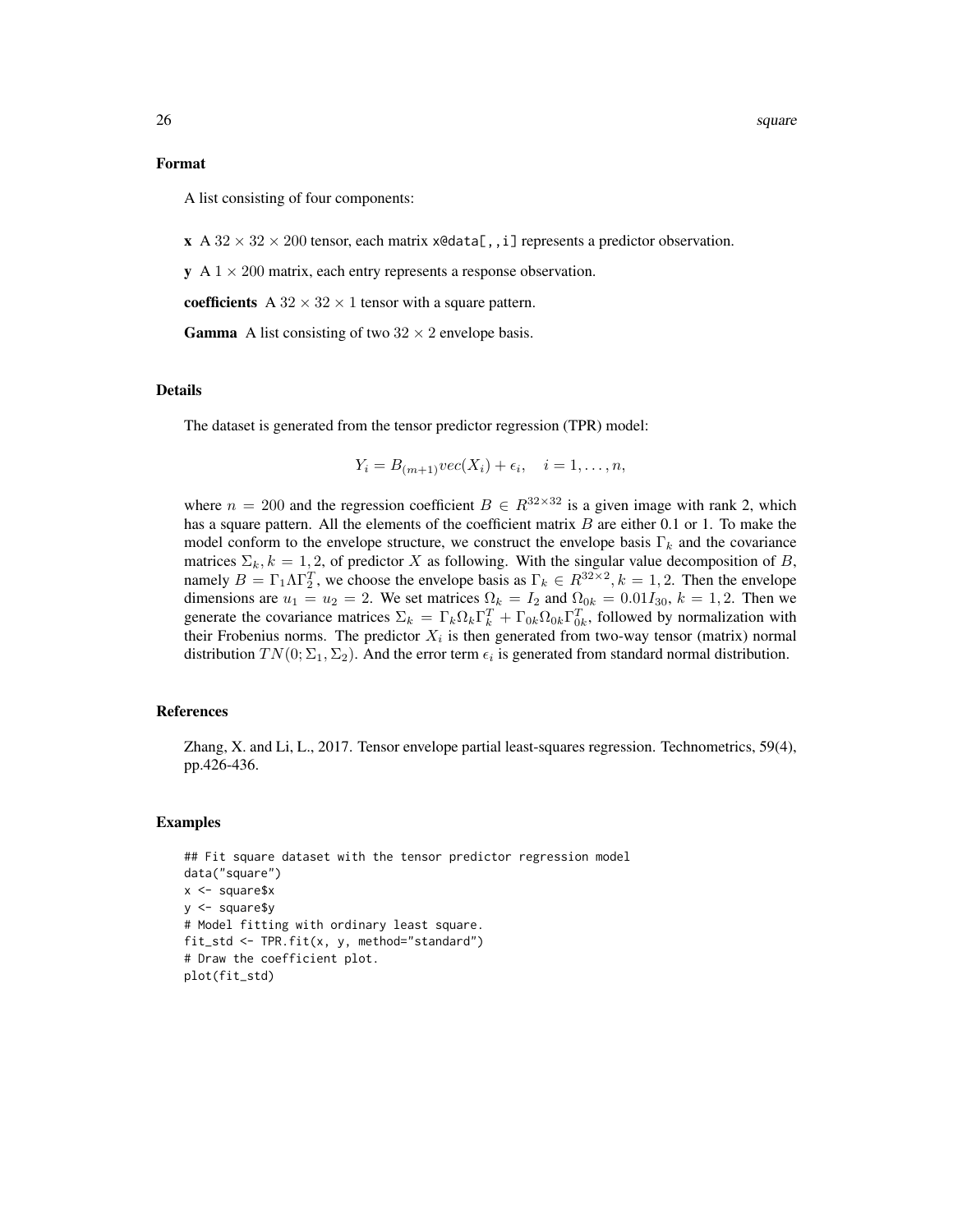## Format

A list consisting of four components:

**x** A $32 \times 32 \times 200$ tensor, each matrix `x@data[,,i]` represents a predictor observation.

**y** A $1 \times 200$ matrix, each entry represents a response observation.

**coefficients** A $32 \times 32 \times 1$ tensor with a square pattern.

**Gamma** A list consisting of two $32 \times 2$ envelope basis.

## Details

The dataset is generated from the tensor predictor regression (TPR) model:

$$Y_i = B_{(m+1)} vec(X_i) + \epsilon_i, \quad i = 1, \ldots, n,$$

where $n = 200$ and the regression coefficient $B \in R^{32 \times 32}$ is a given image with rank 2, which has a square pattern. All the elements of the coefficient matrix $B$ are either 0.1 or 1. To make the model conform to the envelope structure, we construct the envelope basis $\Gamma_k$ and the covariance matrices $\Sigma_k, k = 1, 2$, of predictor $X$ as following. With the singular value decomposition of $B$, namely $B = \Gamma_1 \Lambda \Gamma_2^T$, we choose the envelope basis as $\Gamma_k \in R^{32 \times 2}, k = 1, 2$. Then the envelope dimensions are $u_1 = u_2 = 2$. We set matrices $\Omega_k = I_2$ and $\Omega_{0k} = 0.01 I_{30}$, $k = 1, 2$. Then we generate the covariance matrices $\Sigma_k = \Gamma_k \Omega_k \Gamma_k^T + \Gamma_{0k} \Omega_{0k} \Gamma_{0k}^T$, followed by normalization with their Frobenius norms. The predictor $X_i$ is then generated from two-way tensor (matrix) normal distribution $TN(0; \Sigma_1, \Sigma_2)$. And the error term $\epsilon_i$ is generated from standard normal distribution.

## References

Zhang, X. and Li, L., 2017. Tensor envelope partial least-squares regression. Technometrics, 59(4), pp.426-436.

## Examples

```
## Fit square dataset with the tensor predictor regression model
data("square")
x <- square$x
y <- square$y
# Model fitting with ordinary least square.
fit_std <- TPR.fit(x, y, method="standard")
# Draw the coefficient plot.
plot(fit_std)
```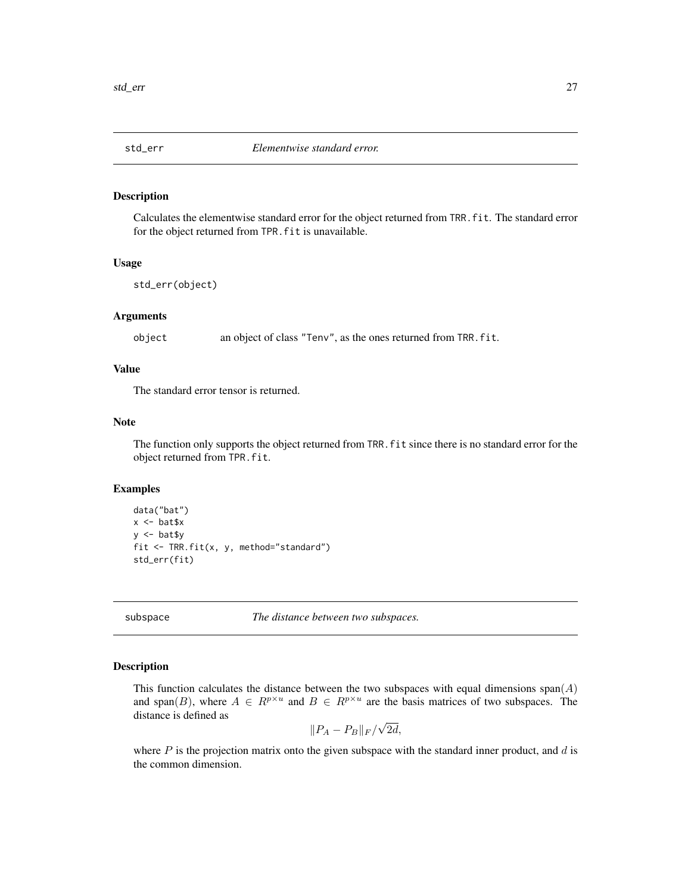## std_err *Elementwise standard error.*

### Description

Calculates the elementwise standard error for the object returned from `TRR.fit`. The standard error for the object returned from `TPR.fit` is unavailable.

### Usage

```
std_err(object)
```

### Arguments

| | |
|---|---|
| object | an object of class "Tenv", as the ones returned from `TRR.fit`. |

### Value

The standard error tensor is returned.

### Note

The function only supports the object returned from `TRR.fit` since there is no standard error for the object returned from `TPR.fit`.

### Examples

```
data("bat")
x <- bat$x
y <- bat$y
fit <- TRR.fit(x, y, method="standard")
std_err(fit)
```

## subspace *The distance between two subspaces.*

### Description

This function calculates the distance between the two subspaces with equal dimensions span$(A)$ and span$(B)$, where $A \in R^{p \times u}$ and $B \in R^{p \times u}$ are the basis matrices of two subspaces. The distance is defined as

$$\|P_A - P_B\|_F / \sqrt{2d},$$

where $P$ is the projection matrix onto the given subspace with the standard inner product, and $d$ is the common dimension.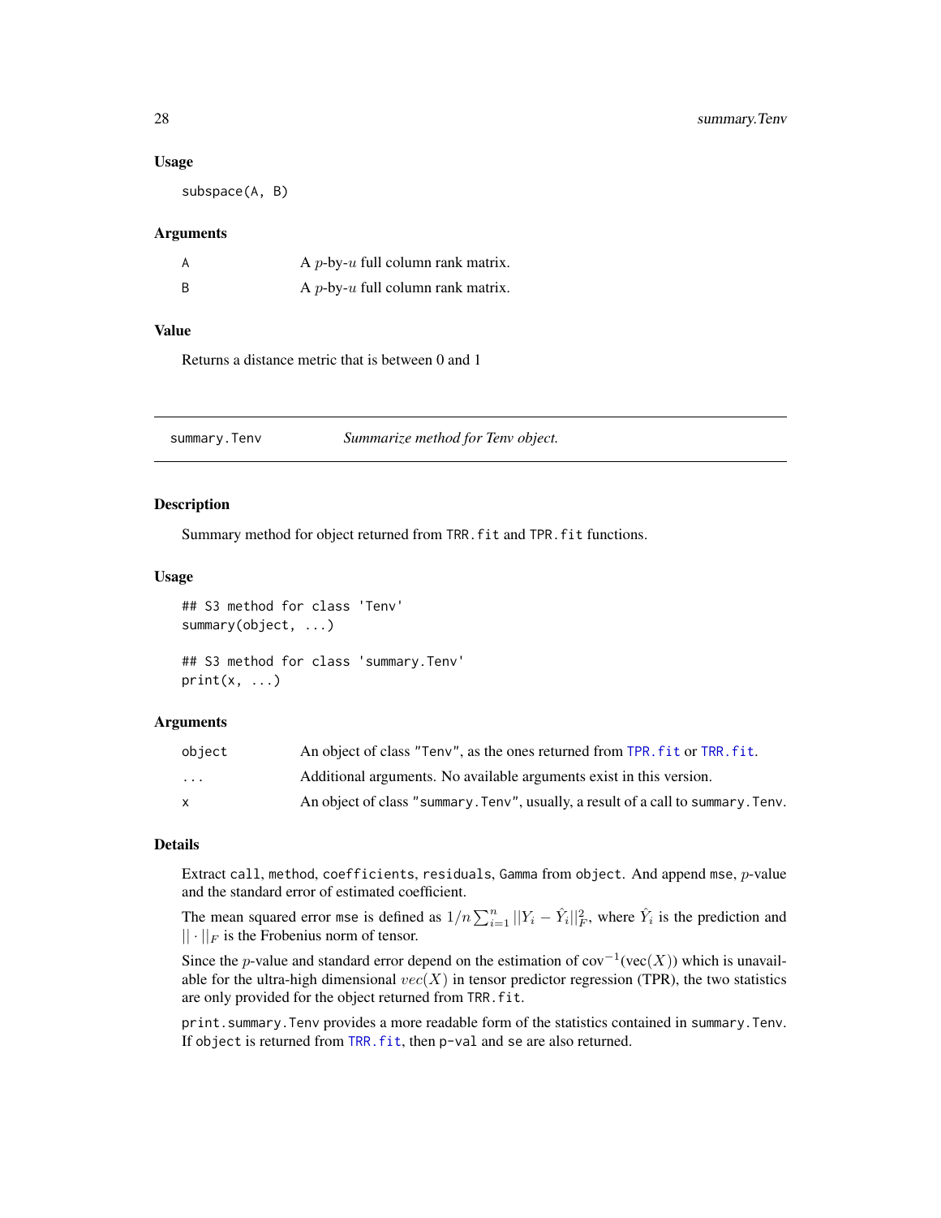### Usage

```
subspace(A, B)
```

### Arguments

| | |
|---|---|
| A | A $p$-by-$u$ full column rank matrix. |
| B | A $p$-by-$u$ full column rank matrix. |

### Value

Returns a distance metric that is between 0 and 1

---

## summary.Tenv — *Summarize method for Tenv object.*

### Description

Summary method for object returned from `TRR.fit` and `TPR.fit` functions.

### Usage

```
## S3 method for class 'Tenv'
summary(object, ...)

## S3 method for class 'summary.Tenv'
print(x, ...)
```

### Arguments

| | |
|---|---|
| object | An object of class "Tenv", as the ones returned from `TPR.fit` or `TRR.fit`. |
| ... | Additional arguments. No available arguments exist in this version. |
| x | An object of class "summary.Tenv", usually, a result of a call to `summary.Tenv`. |

### Details

Extract `call`, `method`, `coefficients`, `residuals`, `Gamma` from `object`. And append `mse`, $p$-value and the standard error of estimated coefficient.

The mean squared error `mse` is defined as $1/n\sum_{i=1}^{n}||Y_i - \hat{Y}_i||_F^2$, where $\hat{Y}_i$ is the prediction and $||\cdot||_F$ is the Frobenius norm of tensor.

Since the $p$-value and standard error depend on the estimation of $\mathrm{cov}^{-1}(\mathrm{vec}(X))$ which is unavailable for the ultra-high dimensional $vec(X)$ in tensor predictor regression (TPR), the two statistics are only provided for the object returned from `TRR.fit`.

`print.summary.Tenv` provides a more readable form of the statistics contained in `summary.Tenv`. If `object` is returned from `TRR.fit`, then `p-val` and `se` are also returned.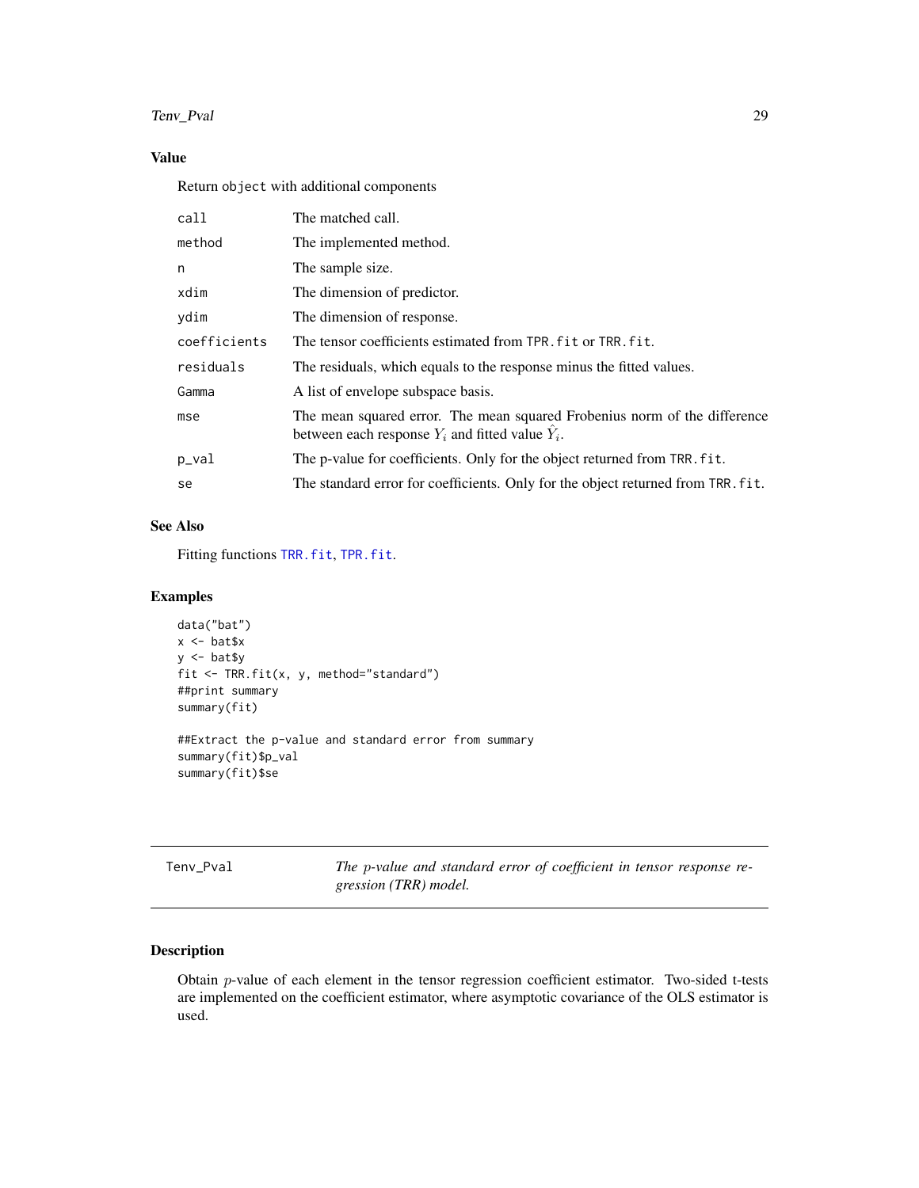### Value

Return `object` with additional components

| | |
|---|---|
| call | The matched call. |
| method | The implemented method. |
| n | The sample size. |
| xdim | The dimension of predictor. |
| ydim | The dimension of response. |
| coefficients | The tensor coefficients estimated from `TPR.fit` or `TRR.fit`. |
| residuals | The residuals, which equals to the response minus the fitted values. |
| Gamma | A list of envelope subspace basis. |
| mse | The mean squared error. The mean squared Frobenius norm of the difference between each response $Y_i$ and fitted value $\hat{Y}_i$. |
| p_val | The p-value for coefficients. Only for the object returned from `TRR.fit`. |
| se | The standard error for coefficients. Only for the object returned from `TRR.fit`. |

### See Also

Fitting functions `TRR.fit`, `TPR.fit`.

### Examples

```
data("bat")
x <- bat$x
y <- bat$y
fit <- TRR.fit(x, y, method="standard")
##print summary
summary(fit)

##Extract the p-value and standard error from summary
summary(fit)$p_val
summary(fit)$se
```

---

## Tenv_Pval — *The p-value and standard error of coefficient in tensor response regression (TRR) model.*

### Description

Obtain $p$-value of each element in the tensor regression coefficient estimator. Two-sided t-tests are implemented on the coefficient estimator, where asymptotic covariance of the OLS estimator is used.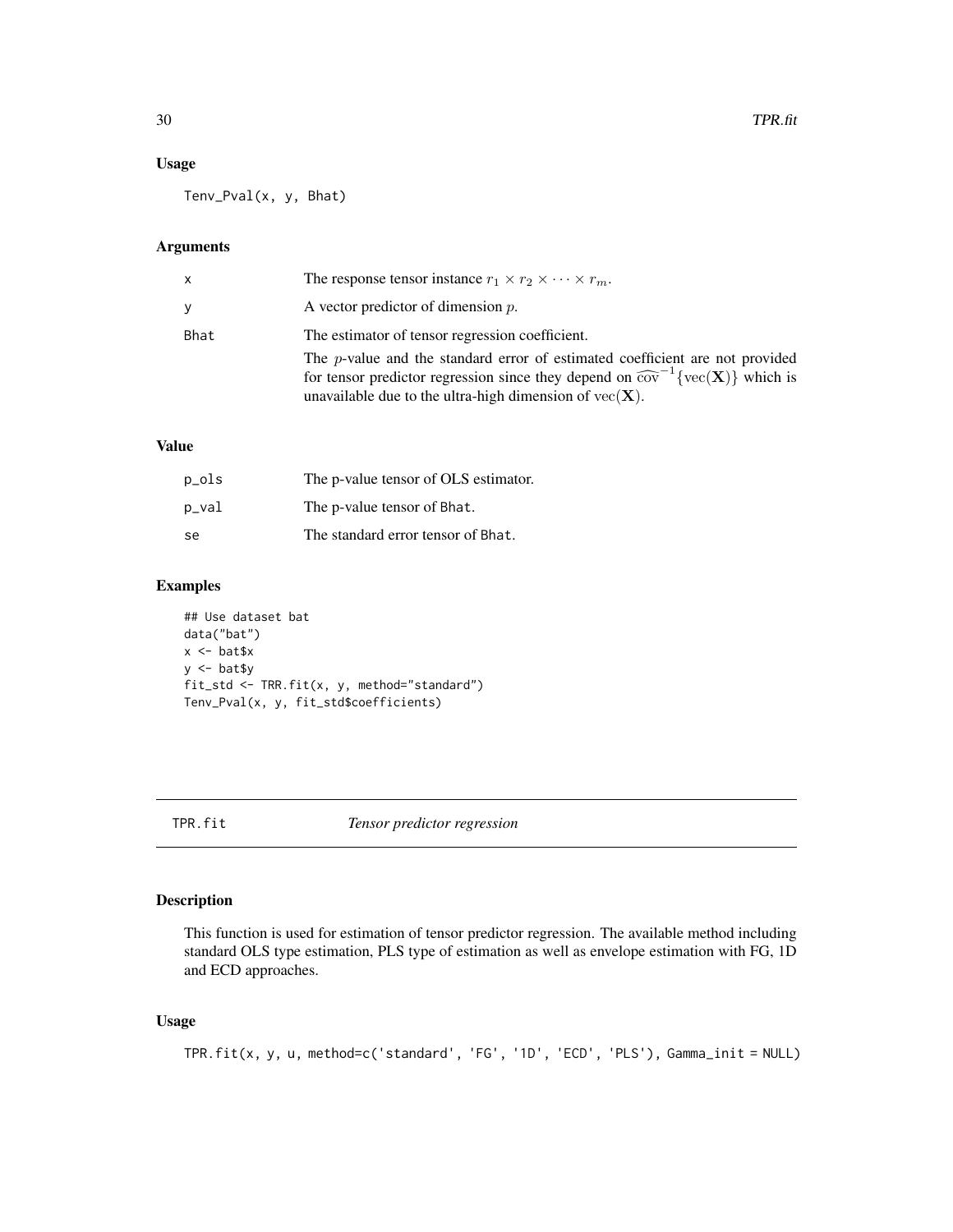### Usage

```
Tenv_Pval(x, y, Bhat)
```

### Arguments

| | |
|---|---|
| x | The response tensor instance $r_1 \times r_2 \times \cdots \times r_m$. |
| y | A vector predictor of dimension $p$. |
| Bhat | The estimator of tensor regression coefficient. |
| | The $p$-value and the standard error of estimated coefficient are not provided for tensor predictor regression since they depend on $\widehat{\text{cov}}^{-1}\{\text{vec}(\mathbf{X})\}$ which is unavailable due to the ultra-high dimension of $\text{vec}(\mathbf{X})$. |

### Value

| | |
|---|---|
| p_ols | The p-value tensor of OLS estimator. |
| p_val | The p-value tensor of Bhat. |
| se | The standard error tensor of Bhat. |

### Examples

```
## Use dataset bat
data("bat")
x <- bat$x
y <- bat$y
fit_std <- TRR.fit(x, y, method="standard")
Tenv_Pval(x, y, fit_std$coefficients)
```

---

## TPR.fit *Tensor predictor regression*

### Description

This function is used for estimation of tensor predictor regression. The available method including standard OLS type estimation, PLS type of estimation as well as envelope estimation with FG, 1D and ECD approaches.

### Usage

```
TPR.fit(x, y, u, method=c('standard', 'FG', '1D', 'ECD', 'PLS'), Gamma_init = NULL)
```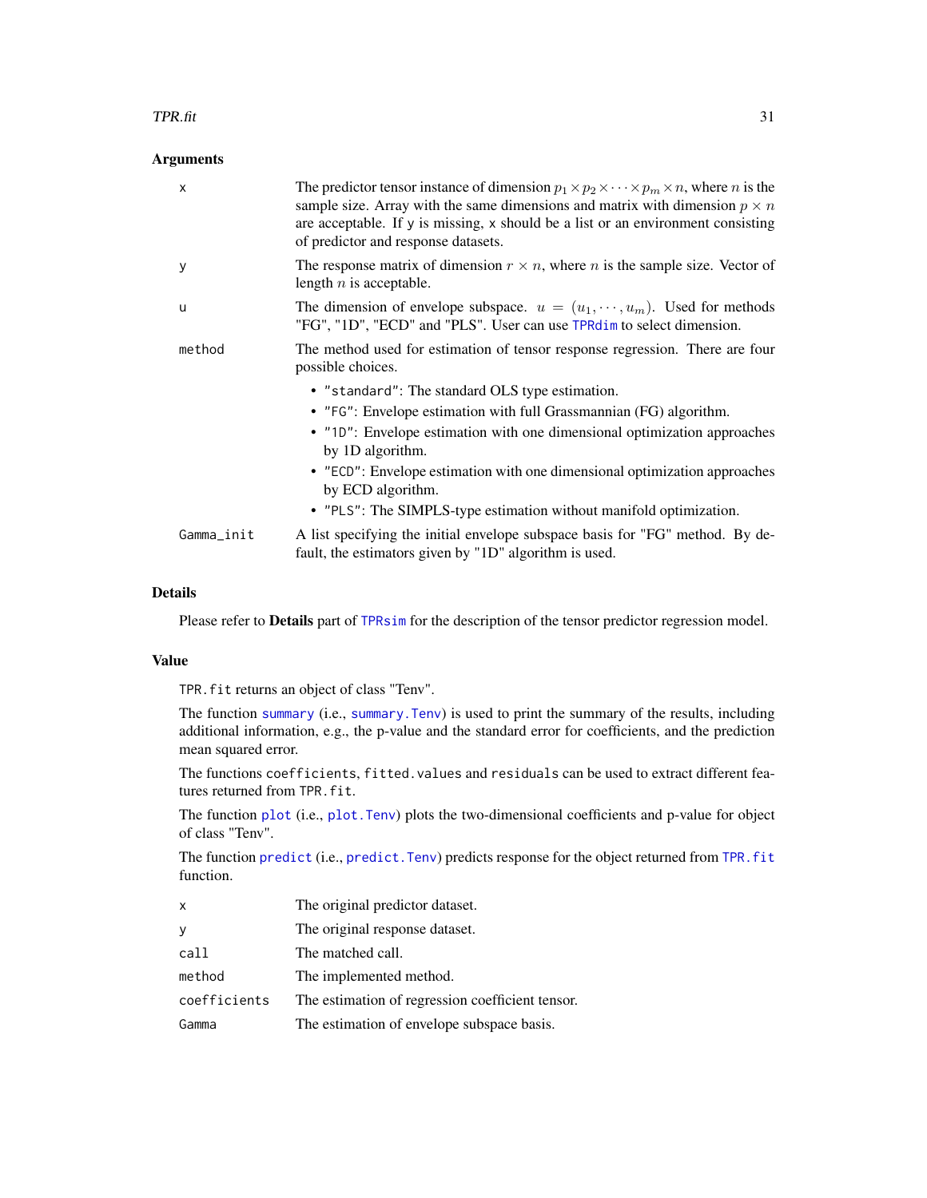## Arguments

| | |
|---|---|
| x | The predictor tensor instance of dimension $p_1 \times p_2 \times \cdots \times p_m \times n$, where $n$ is the sample size. Array with the same dimensions and matrix with dimension $p \times n$ are acceptable. If y is missing, x should be a list or an environment consisting of predictor and response datasets. |
| y | The response matrix of dimension $r \times n$, where $n$ is the sample size. Vector of length $n$ is acceptable. |
| u | The dimension of envelope subspace. $u = (u_1, \cdots, u_m)$. Used for methods "FG", "1D", "ECD" and "PLS". User can use TPRdim to select dimension. |
| method | The method used for estimation of tensor response regression. There are four possible choices. |
| Gamma_init | A list specifying the initial envelope subspace basis for "FG" method. By default, the estimators given by "1D" algorithm is used. |

Choices for method:

- "standard": The standard OLS type estimation.
- "FG": Envelope estimation with full Grassmannian (FG) algorithm.
- "1D": Envelope estimation with one dimensional optimization approaches by 1D algorithm.
- "ECD": Envelope estimation with one dimensional optimization approaches by ECD algorithm.
- "PLS": The SIMPLS-type estimation without manifold optimization.

## Details

Please refer to **Details** part of TPRsim for the description of the tensor predictor regression model.

## Value

TPR.fit returns an object of class "Tenv".

The function summary (i.e., summary.Tenv) is used to print the summary of the results, including additional information, e.g., the p-value and the standard error for coefficients, and the prediction mean squared error.

The functions coefficients, fitted.values and residuals can be used to extract different features returned from TPR.fit.

The function plot (i.e., plot.Tenv) plots the two-dimensional coefficients and p-value for object of class "Tenv".

The function predict (i.e., predict.Tenv) predicts response for the object returned from TPR.fit function.

| | |
|---|---|
| x | The original predictor dataset. |
| y | The original response dataset. |
| call | The matched call. |
| method | The implemented method. |
| coefficients | The estimation of regression coefficient tensor. |
| Gamma | The estimation of envelope subspace basis. |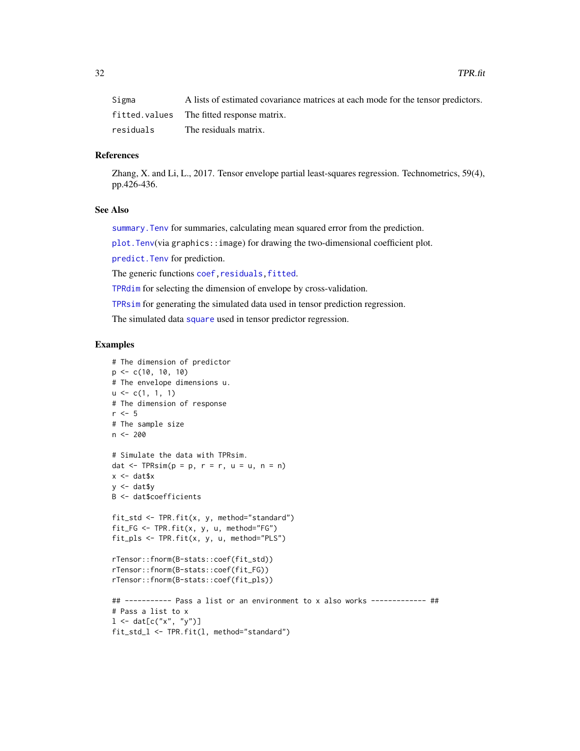| | |
|---|---|
| Sigma | A lists of estimated covariance matrices at each mode for the tensor predictors. |
| fitted.values | The fitted response matrix. |
| residuals | The residuals matrix. |

## References

Zhang, X. and Li, L., 2017. Tensor envelope partial least-squares regression. Technometrics, 59(4), pp.426-436.

## See Also

summary.Tenv for summaries, calculating mean squared error from the prediction.

plot.Tenv(via graphics::image) for drawing the two-dimensional coefficient plot.

predict.Tenv for prediction.

The generic functions coef, residuals, fitted.

TPRdim for selecting the dimension of envelope by cross-validation.

TPRsim for generating the simulated data used in tensor prediction regression.

The simulated data square used in tensor predictor regression.

## Examples

```
# The dimension of predictor
p <- c(10, 10, 10)
# The envelope dimensions u.
u <- c(1, 1, 1)
# The dimension of response
r <- 5
# The sample size
n <- 200

# Simulate the data with TPRsim.
dat <- TPRsim(p = p, r = r, u = u, n = n)
x <- dat$x
y <- dat$y
B <- dat$coefficients

fit_std <- TPR.fit(x, y, method="standard")
fit_FG <- TPR.fit(x, y, u, method="FG")
fit_pls <- TPR.fit(x, y, u, method="PLS")

rTensor::fnorm(B-stats::coef(fit_std))
rTensor::fnorm(B-stats::coef(fit_FG))
rTensor::fnorm(B-stats::coef(fit_pls))

## ----------- Pass a list or an environment to x also works ------------- ##
# Pass a list to x
l <- dat[c("x", "y")]
fit_std_l <- TPR.fit(l, method="standard")
```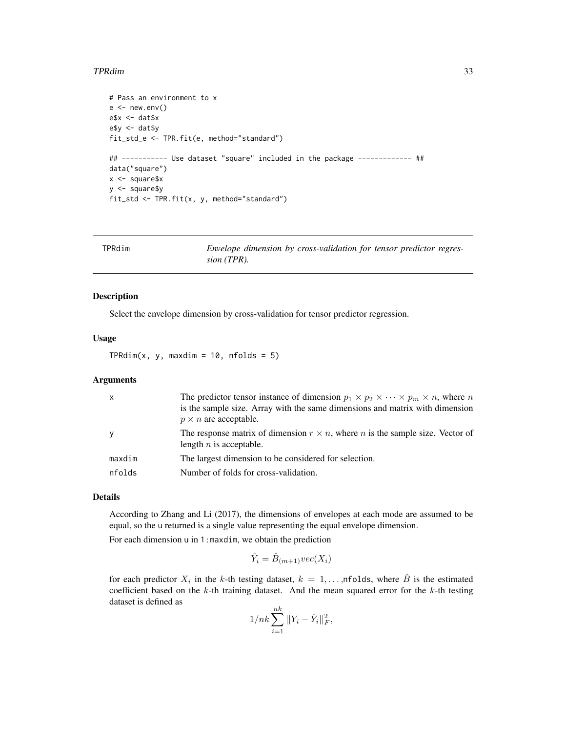```
# Pass an environment to x
e <- new.env()
e$x <- dat$x
e$y <- dat$y
fit_std_e <- TPR.fit(e, method="standard")

## ----------- Use dataset "square" included in the package ------------- ##
data("square")
x <- square$x
y <- square$y
fit_std <- TPR.fit(x, y, method="standard")
```

## TPRdim — *Envelope dimension by cross-validation for tensor predictor regression (TPR).*

### Description

Select the envelope dimension by cross-validation for tensor predictor regression.

### Usage

```
TPRdim(x, y, maxdim = 10, nfolds = 5)
```

### Arguments

| | |
|---|---|
| x | The predictor tensor instance of dimension $p_1 \times p_2 \times \cdots \times p_m \times n$, where $n$ is the sample size. Array with the same dimensions and matrix with dimension $p \times n$ are acceptable. |
| y | The response matrix of dimension $r \times n$, where $n$ is the sample size. Vector of length $n$ is acceptable. |
| maxdim | The largest dimension to be considered for selection. |
| nfolds | Number of folds for cross-validation. |

### Details

According to Zhang and Li (2017), the dimensions of envelopes at each mode are assumed to be equal, so the u returned is a single value representing the equal envelope dimension.

For each dimension u in 1:maxdim, we obtain the prediction

$$\hat{Y}_i = \hat{B}_{(m+1)} vec(X_i)$$

for each predictor $X_i$ in the $k$-th testing dataset, $k = 1, \ldots,$nfolds, where $\hat{B}$ is the estimated coefficient based on the $k$-th training dataset. And the mean squared error for the $k$-th testing dataset is defined as

$$1/nk \sum_{i=1}^{nk} ||Y_i - \hat{Y}_i||_F^2,$$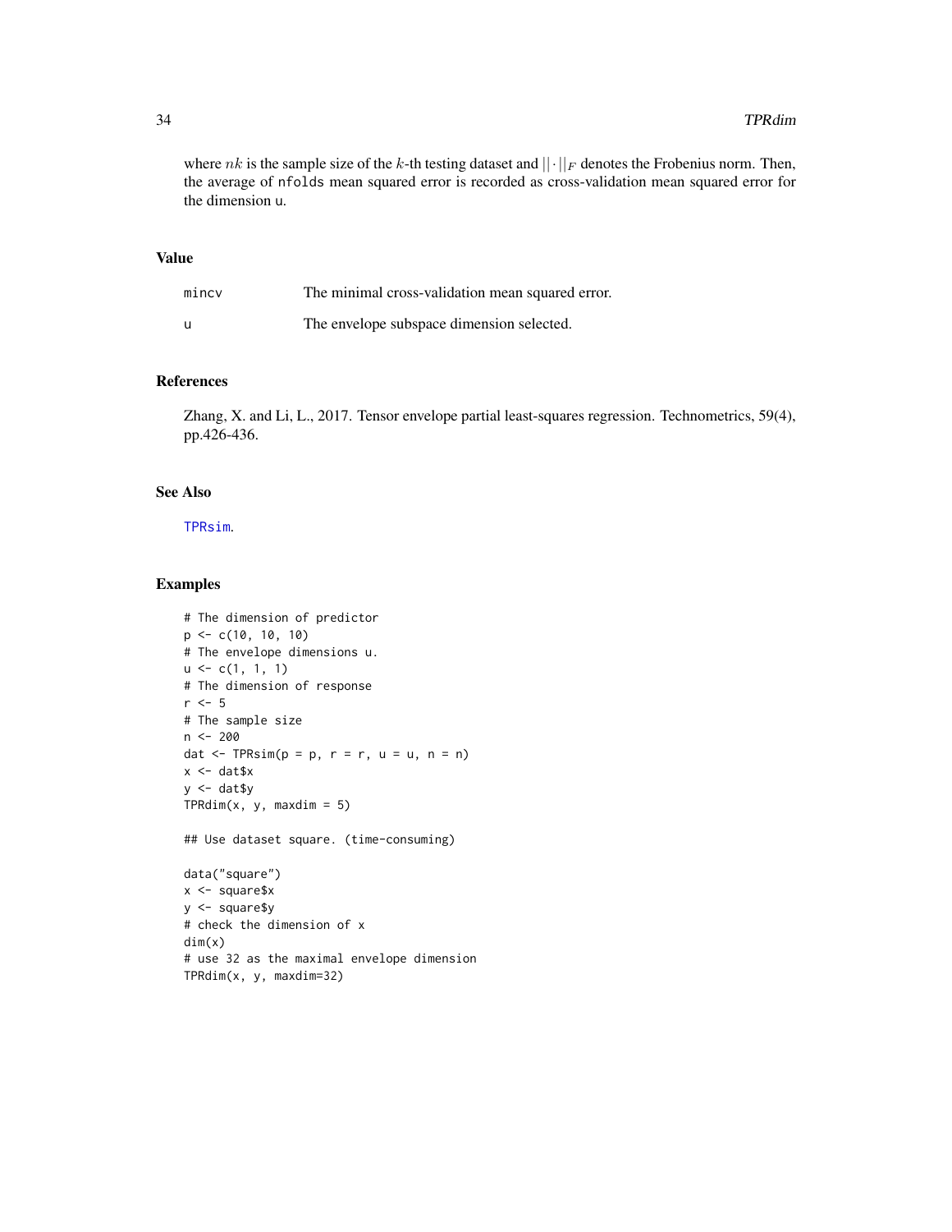where $nk$ is the sample size of the $k$-th testing dataset and $||\cdot||_F$ denotes the Frobenius norm. Then, the average of nfolds mean squared error is recorded as cross-validation mean squared error for the dimension u.

## Value

| | |
|---|---|
| mincv | The minimal cross-validation mean squared error. |
| u | The envelope subspace dimension selected. |

## References

Zhang, X. and Li, L., 2017. Tensor envelope partial least-squares regression. Technometrics, 59(4), pp.426-436.

## See Also

TPRsim.

## Examples

```
# The dimension of predictor
p <- c(10, 10, 10)
# The envelope dimensions u.
u <- c(1, 1, 1)
# The dimension of response
r <- 5
# The sample size
n <- 200
dat <- TPRsim(p = p, r = r, u = u, n = n)
x <- dat$x
y <- dat$y
TPRdim(x, y, maxdim = 5)

## Use dataset square. (time-consuming)

data("square")
x <- square$x
y <- square$y
# check the dimension of x
dim(x)
# use 32 as the maximal envelope dimension
TPRdim(x, y, maxdim=32)
```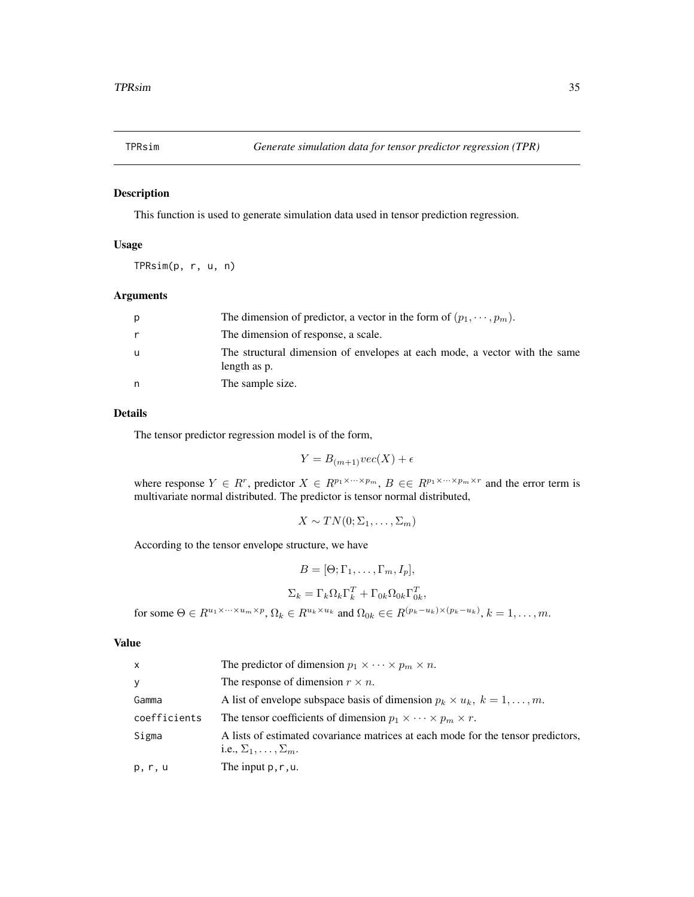# TPRsim — Generate simulation data for tensor predictor regression (TPR)

## Description

This function is used to generate simulation data used in tensor prediction regression.

## Usage

```
TPRsim(p, r, u, n)
```

## Arguments

| | |
|---|---|
| p | The dimension of predictor, a vector in the form of $(p_1, \cdots, p_m)$. |
| r | The dimension of response, a scale. |
| u | The structural dimension of envelopes at each mode, a vector with the same length as p. |
| n | The sample size. |

## Details

The tensor predictor regression model is of the form,

$$Y = B_{(m+1)} vec(X) + \epsilon$$

where response $Y \in R^r$, predictor $X \in R^{p_1 \times \cdots \times p_m}$, $B \in\in R^{p_1 \times \cdots \times p_m \times r}$ and the error term is multivariate normal distributed. The predictor is tensor normal distributed,

$$X \sim TN(0; \Sigma_1, \ldots, \Sigma_m)$$

According to the tensor envelope structure, we have

$$B = [\Theta; \Gamma_1, \ldots, \Gamma_m, I_p],$$

$$\Sigma_k = \Gamma_k \Omega_k \Gamma_k^T + \Gamma_{0k} \Omega_{0k} \Gamma_{0k}^T,$$

for some $\Theta \in R^{u_1 \times \cdots \times u_m \times p}$, $\Omega_k \in R^{u_k \times u_k}$ and $\Omega_{0k} \in\in R^{(p_k - u_k) \times (p_k - u_k)}$, $k = 1, \ldots, m$.

## Value

| | |
|---|---|
| x | The predictor of dimension $p_1 \times \cdots \times p_m \times n$. |
| y | The response of dimension $r \times n$. |
| Gamma | A list of envelope subspace basis of dimension $p_k \times u_k,\ k = 1, \ldots, m$. |
| coefficients | The tensor coefficients of dimension $p_1 \times \cdots \times p_m \times r$. |
| Sigma | A lists of estimated covariance matrices at each mode for the tensor predictors, i.e., $\Sigma_1, \ldots, \Sigma_m$. |
| p, r, u | The input p, r, u. |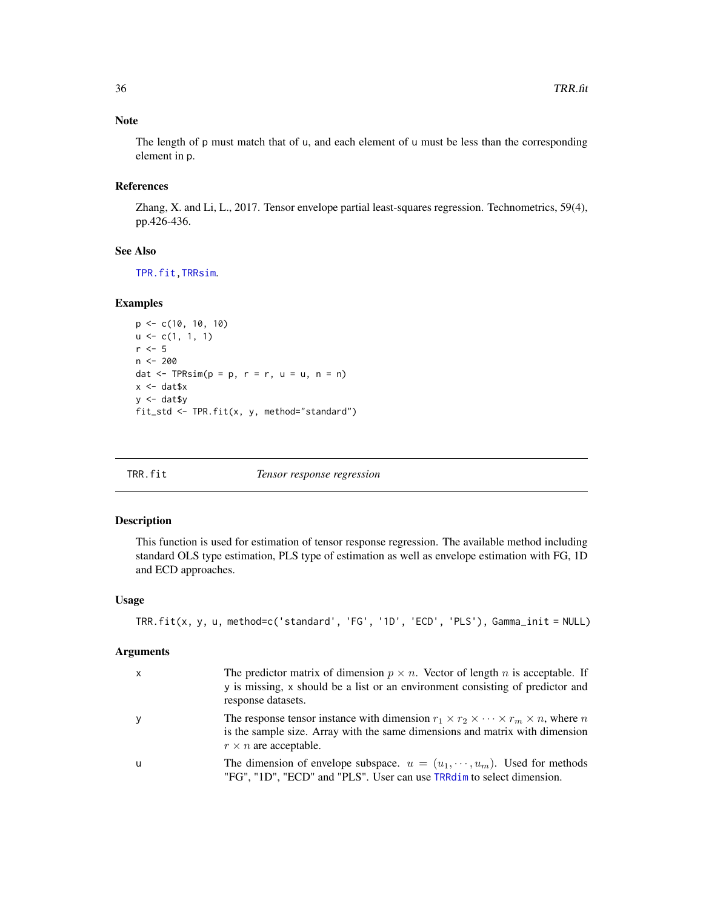### Note

The length of p must match that of u, and each element of u must be less than the corresponding element in p.

### References

Zhang, X. and Li, L., 2017. Tensor envelope partial least-squares regression. Technometrics, 59(4), pp.426-436.

### See Also

TPR.fit, TRRsim.

### Examples

```
p <- c(10, 10, 10)
u <- c(1, 1, 1)
r <- 5
n <- 200
dat <- TPRsim(p = p, r = r, u = u, n = n)
x <- dat$x
y <- dat$y
fit_std <- TPR.fit(x, y, method="standard")
```

---

## TRR.fit *Tensor response regression*

### Description

This function is used for estimation of tensor response regression. The available method including standard OLS type estimation, PLS type of estimation as well as envelope estimation with FG, 1D and ECD approaches.

### Usage

```
TRR.fit(x, y, u, method=c('standard', 'FG', '1D', 'ECD', 'PLS'), Gamma_init = NULL)
```

### Arguments

| | |
|---|---|
| x | The predictor matrix of dimension $p \times n$. Vector of length $n$ is acceptable. If y is missing, x should be a list or an environment consisting of predictor and response datasets. |
| y | The response tensor instance with dimension $r_1 \times r_2 \times \cdots \times r_m \times n$, where $n$ is the sample size. Array with the same dimensions and matrix with dimension $r \times n$ are acceptable. |
| u | The dimension of envelope subspace. $u = (u_1, \cdots, u_m)$. Used for methods "FG", "1D", "ECD" and "PLS". User can use TRRdim to select dimension. |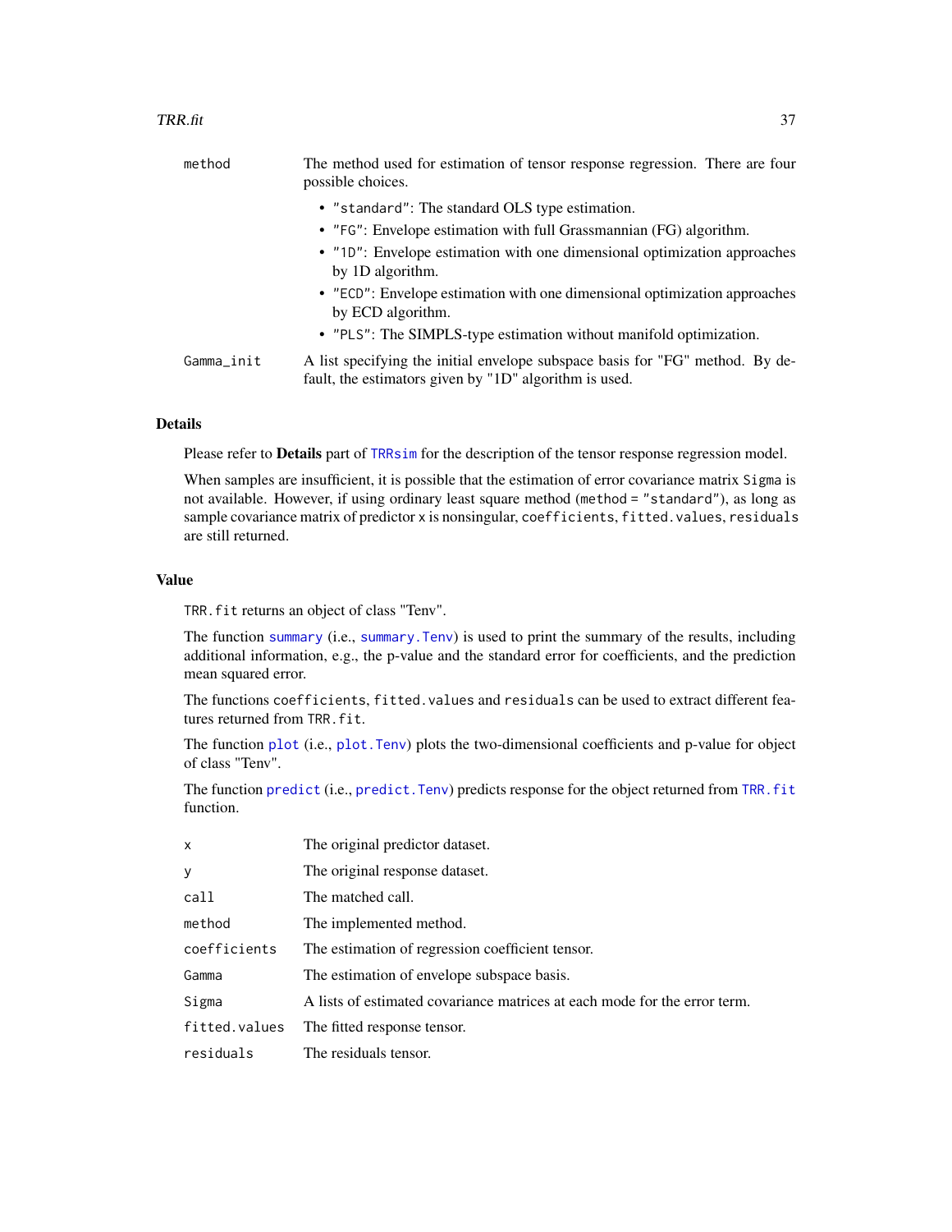| | |
|---|---|
| method | The method used for estimation of tensor response regression. There are four possible choices. |

- "standard": The standard OLS type estimation.
- "FG": Envelope estimation with full Grassmannian (FG) algorithm.
- "1D": Envelope estimation with one dimensional optimization approaches by 1D algorithm.
- "ECD": Envelope estimation with one dimensional optimization approaches by ECD algorithm.
- "PLS": The SIMPLS-type estimation without manifold optimization.

| | |
|---|---|
| Gamma_init | A list specifying the initial envelope subspace basis for "FG" method. By default, the estimators given by "1D" algorithm is used. |

## Details

Please refer to **Details** part of TRRsim for the description of the tensor response regression model.

When samples are insufficient, it is possible that the estimation of error covariance matrix Sigma is not available. However, if using ordinary least square method (method = "standard"), as long as sample covariance matrix of predictor x is nonsingular, coefficients, fitted.values, residuals are still returned.

## Value

TRR.fit returns an object of class "Tenv".

The function summary (i.e., summary.Tenv) is used to print the summary of the results, including additional information, e.g., the p-value and the standard error for coefficients, and the prediction mean squared error.

The functions coefficients, fitted.values and residuals can be used to extract different features returned from TRR.fit.

The function plot (i.e., plot.Tenv) plots the two-dimensional coefficients and p-value for object of class "Tenv".

The function predict (i.e., predict.Tenv) predicts response for the object returned from TRR.fit function.

| | |
|---|---|
| x | The original predictor dataset. |
| y | The original response dataset. |
| call | The matched call. |
| method | The implemented method. |
| coefficients | The estimation of regression coefficient tensor. |
| Gamma | The estimation of envelope subspace basis. |
| Sigma | A lists of estimated covariance matrices at each mode for the error term. |
| fitted.values | The fitted response tensor. |
| residuals | The residuals tensor. |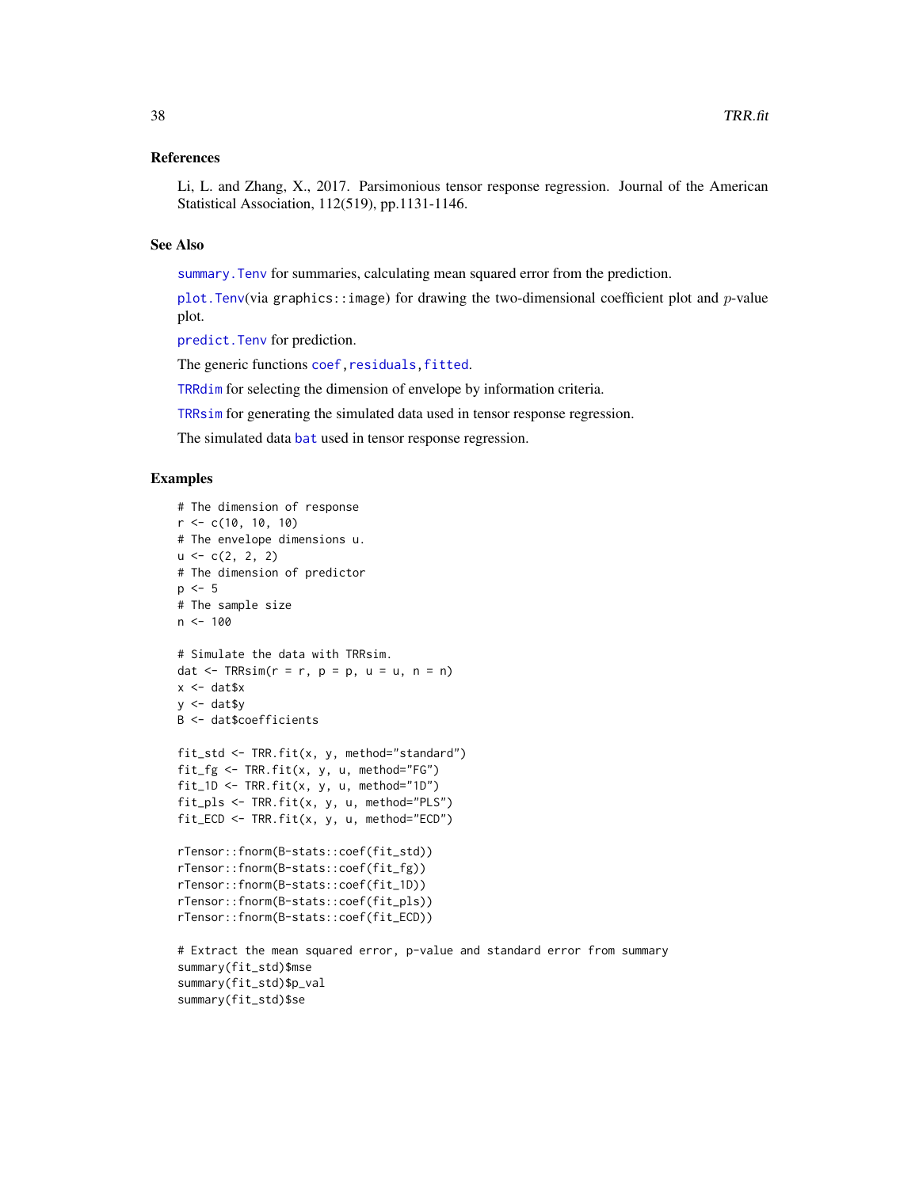### References

Li, L. and Zhang, X., 2017. Parsimonious tensor response regression. Journal of the American Statistical Association, 112(519), pp.1131-1146.

### See Also

summary.Tenv for summaries, calculating mean squared error from the prediction.

plot.Tenv(via graphics::image) for drawing the two-dimensional coefficient plot and $p$-value plot.

predict.Tenv for prediction.

The generic functions coef,residuals,fitted.

TRRdim for selecting the dimension of envelope by information criteria.

TRRsim for generating the simulated data used in tensor response regression.

The simulated data bat used in tensor response regression.

### Examples

```
# The dimension of response
r <- c(10, 10, 10)
# The envelope dimensions u.
u <- c(2, 2, 2)
# The dimension of predictor
p <- 5
# The sample size
n <- 100

# Simulate the data with TRRsim.
dat <- TRRsim(r = r, p = p, u = u, n = n)
x <- dat$x
y <- dat$y
B <- dat$coefficients

fit_std <- TRR.fit(x, y, method="standard")
fit_fg <- TRR.fit(x, y, u, method="FG")
fit_1D <- TRR.fit(x, y, u, method="1D")
fit_pls <- TRR.fit(x, y, u, method="PLS")
fit_ECD <- TRR.fit(x, y, u, method="ECD")

rTensor::fnorm(B-stats::coef(fit_std))
rTensor::fnorm(B-stats::coef(fit_fg))
rTensor::fnorm(B-stats::coef(fit_1D))
rTensor::fnorm(B-stats::coef(fit_pls))
rTensor::fnorm(B-stats::coef(fit_ECD))

# Extract the mean squared error, p-value and standard error from summary
summary(fit_std)$mse
summary(fit_std)$p_val
summary(fit_std)$se
```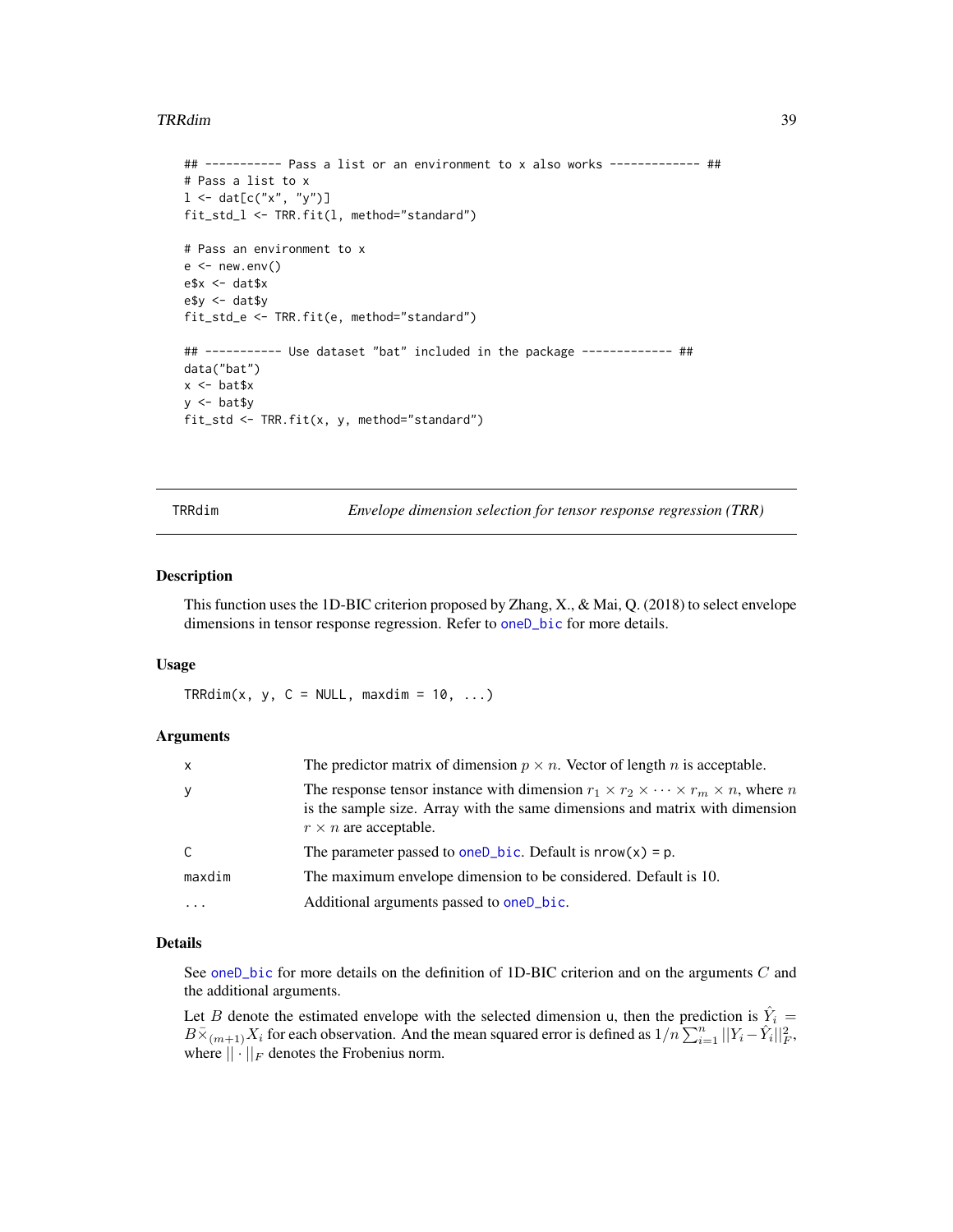```
## ----------- Pass a list or an environment to x also works ------------- ##
# Pass a list to x
l <- dat[c("x", "y")]
fit_std_l <- TRR.fit(l, method="standard")

# Pass an environment to x
e <- new.env()
e$x <- dat$x
e$y <- dat$y
fit_std_e <- TRR.fit(e, method="standard")

## ----------- Use dataset "bat" included in the package ------------- ##
data("bat")
x <- bat$x
y <- bat$y
fit_std <- TRR.fit(x, y, method="standard")
```

---

TRRdim — *Envelope dimension selection for tensor response regression (TRR)*

---

### Description

This function uses the 1D-BIC criterion proposed by Zhang, X., & Mai, Q. (2018) to select envelope dimensions in tensor response regression. Refer to oneD_bic for more details.

### Usage

```
TRRdim(x, y, C = NULL, maxdim = 10, ...)
```

### Arguments

| | |
|---|---|
| x | The predictor matrix of dimension $p \times n$. Vector of length $n$ is acceptable. |
| y | The response tensor instance with dimension $r_1 \times r_2 \times \cdots \times r_m \times n$, where $n$ is the sample size. Array with the same dimensions and matrix with dimension $r \times n$ are acceptable. |
| C | The parameter passed to oneD_bic. Default is nrow(x) = p. |
| maxdim | The maximum envelope dimension to be considered. Default is 10. |
| ... | Additional arguments passed to oneD_bic. |

### Details

See oneD_bic for more details on the definition of 1D-BIC criterion and on the arguments $C$ and the additional arguments.

Let $B$ denote the estimated envelope with the selected dimension u, then the prediction is $\hat{Y}_i = B\bar{\times}_{(m+1)}X_i$ for each observation. And the mean squared error is defined as $1/n\sum_{i=1}^{n}||Y_i - \hat{Y}_i||_F^2$, where $||\cdot||_F$ denotes the Frobenius norm.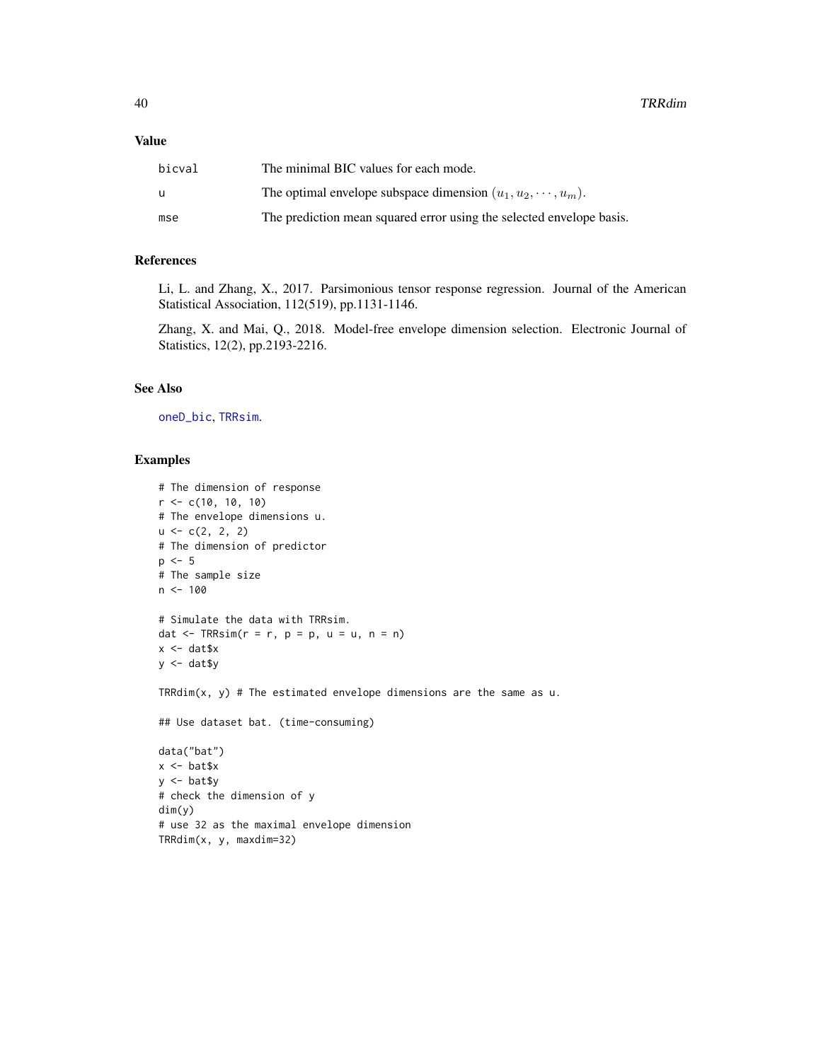## Value

| | |
|---|---|
| bicval | The minimal BIC values for each mode. |
| u | The optimal envelope subspace dimension $(u_1, u_2, \cdots, u_m)$. |
| mse | The prediction mean squared error using the selected envelope basis. |

## References

Li, L. and Zhang, X., 2017. Parsimonious tensor response regression. Journal of the American Statistical Association, 112(519), pp.1131-1146.

Zhang, X. and Mai, Q., 2018. Model-free envelope dimension selection. Electronic Journal of Statistics, 12(2), pp.2193-2216.

## See Also

oneD_bic, TRRsim.

## Examples

```
# The dimension of response
r <- c(10, 10, 10)
# The envelope dimensions u.
u <- c(2, 2, 2)
# The dimension of predictor
p <- 5
# The sample size
n <- 100

# Simulate the data with TRRsim.
dat <- TRRsim(r = r, p = p, u = u, n = n)
x <- dat$x
y <- dat$y

TRRdim(x, y) # The estimated envelope dimensions are the same as u.

## Use dataset bat. (time-consuming)

data("bat")
x <- bat$x
y <- bat$y
# check the dimension of y
dim(y)
# use 32 as the maximal envelope dimension
TRRdim(x, y, maxdim=32)
```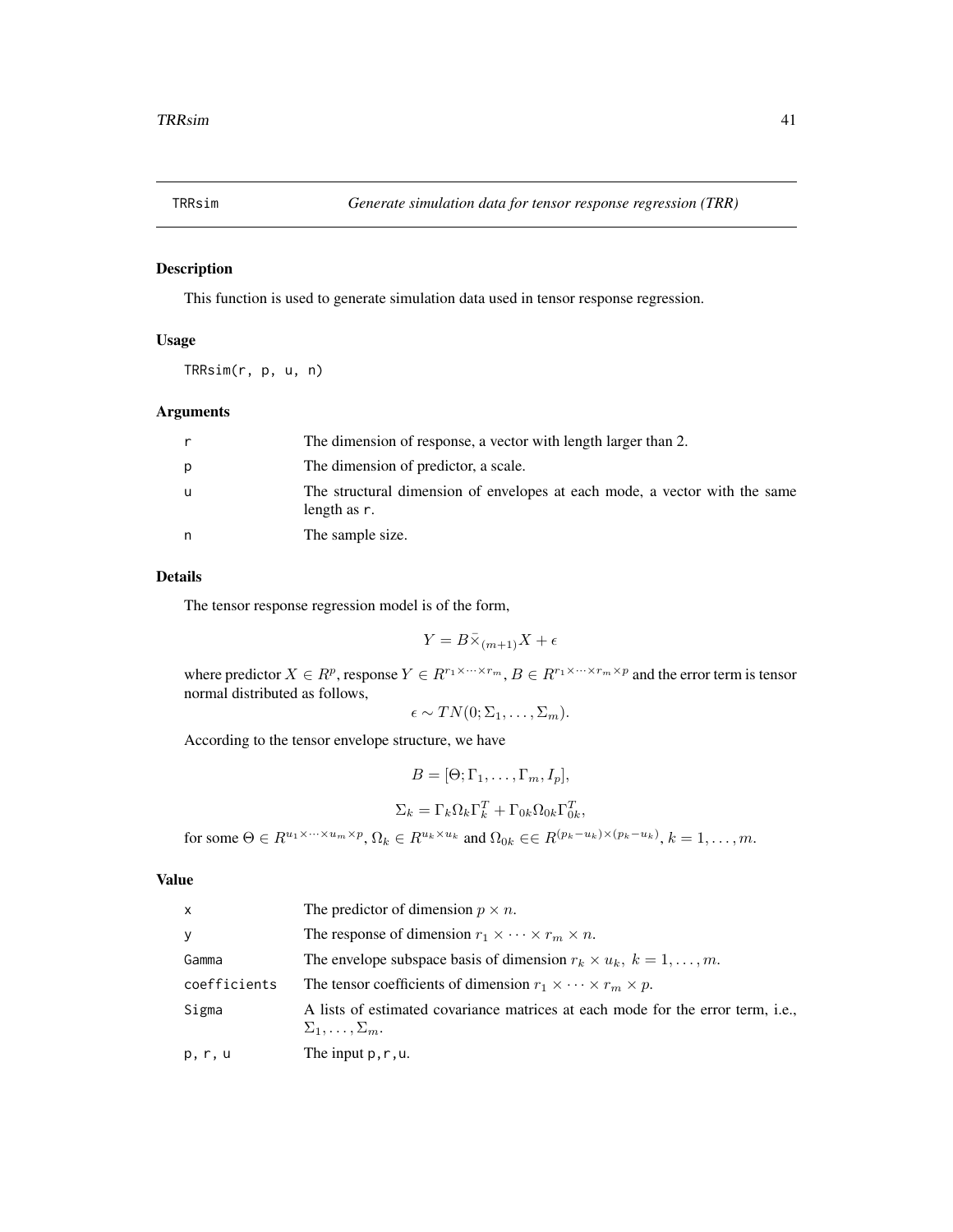## TRRsim — *Generate simulation data for tensor response regression (TRR)*

### Description

This function is used to generate simulation data used in tensor response regression.

### Usage

```
TRRsim(r, p, u, n)
```

### Arguments

| | |
|---|---|
| r | The dimension of response, a vector with length larger than 2. |
| p | The dimension of predictor, a scale. |
| u | The structural dimension of envelopes at each mode, a vector with the same length as r. |
| n | The sample size. |

### Details

The tensor response regression model is of the form,

$$Y = B\bar{\times}_{(m+1)}X + \epsilon$$

where predictor $X \in R^p$, response $Y \in R^{r_1 \times \cdots \times r_m}$, $B \in R^{r_1 \times \cdots \times r_m \times p}$ and the error term is tensor normal distributed as follows,

$$\epsilon \sim TN(0; \Sigma_1, \dots, \Sigma_m).$$

According to the tensor envelope structure, we have

$$B = [\Theta; \Gamma_1, \dots, \Gamma_m, I_p],$$

$$\Sigma_k = \Gamma_k \Omega_k \Gamma_k^T + \Gamma_{0k} \Omega_{0k} \Gamma_{0k}^T,$$

for some $\Theta \in R^{u_1 \times \cdots \times u_m \times p}$, $\Omega_k \in R^{u_k \times u_k}$ and $\Omega_{0k} \in\in R^{(p_k - u_k) \times (p_k - u_k)}$, $k = 1, \dots, m$.

### Value

| | |
|---|---|
| x | The predictor of dimension $p \times n$. |
| y | The response of dimension $r_1 \times \cdots \times r_m \times n$. |
| Gamma | The envelope subspace basis of dimension $r_k \times u_k,\ k = 1, \dots, m$. |
| coefficients | The tensor coefficients of dimension $r_1 \times \cdots \times r_m \times p$. |
| Sigma | A lists of estimated covariance matrices at each mode for the error term, i.e., $\Sigma_1, \dots, \Sigma_m$. |
| p, r, u | The input p, r, u. |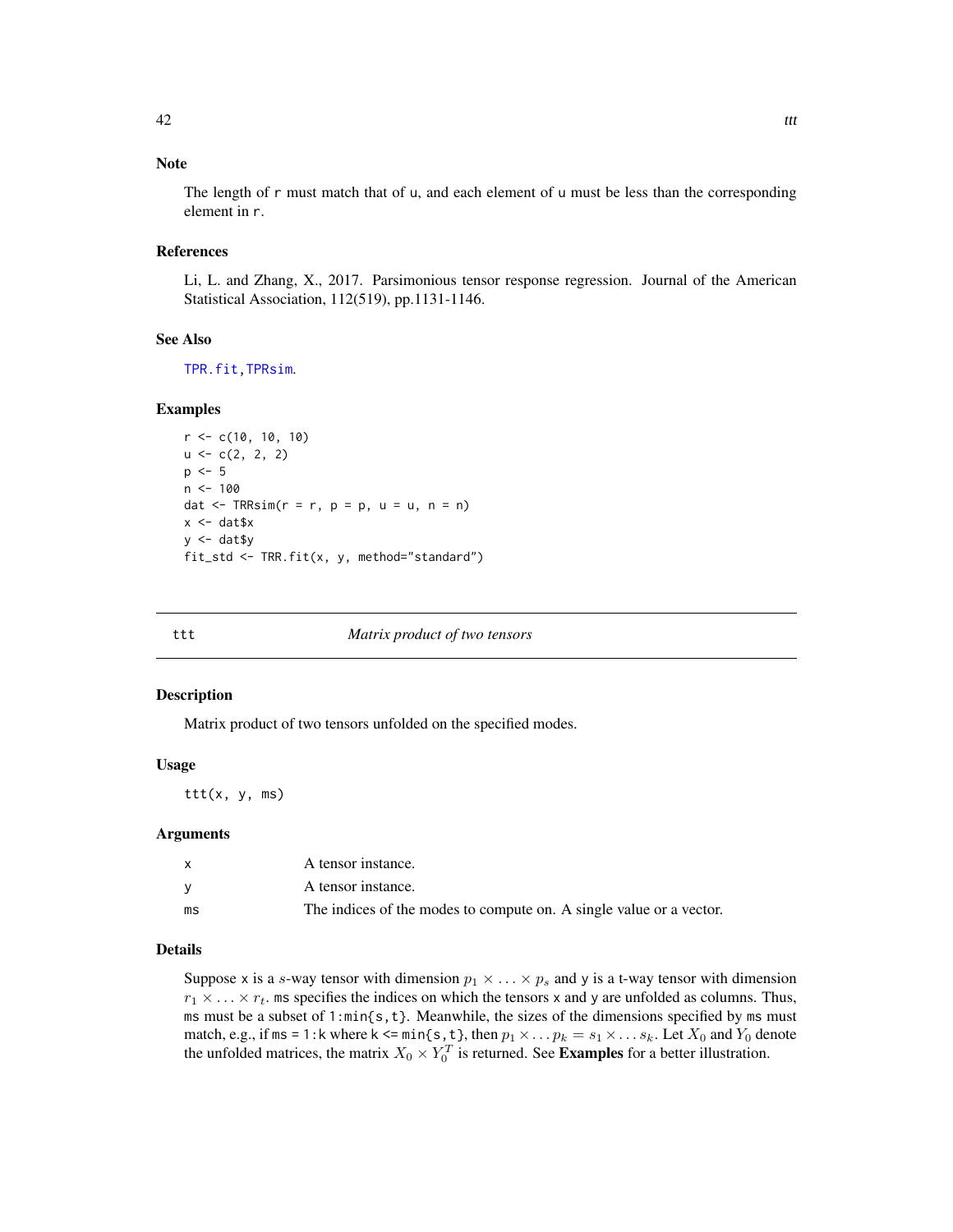## Note

The length of r must match that of u, and each element of u must be less than the corresponding element in r.

## References

Li, L. and Zhang, X., 2017. Parsimonious tensor response regression. Journal of the American Statistical Association, 112(519), pp.1131-1146.

## See Also

TPR.fit, TPRsim.

## Examples

```
r <- c(10, 10, 10)
u <- c(2, 2, 2)
p <- 5
n <- 100
dat <- TRRsim(r = r, p = p, u = u, n = n)
x <- dat$x
y <- dat$y
fit_std <- TRR.fit(x, y, method="standard")
```

---

# ttt — *Matrix product of two tensors*

## Description

Matrix product of two tensors unfolded on the specified modes.

## Usage

```
ttt(x, y, ms)
```

## Arguments

| | |
|---|---|
| x | A tensor instance. |
| y | A tensor instance. |
| ms | The indices of the modes to compute on. A single value or a vector. |

## Details

Suppose x is a $s$-way tensor with dimension $p_1 \times \ldots \times p_s$ and y is a t-way tensor with dimension $r_1 \times \ldots \times r_t$. ms specifies the indices on which the tensors x and y are unfolded as columns. Thus, ms must be a subset of 1:min{s,t}. Meanwhile, the sizes of the dimensions specified by ms must match, e.g., if ms = 1:k where k <= min{s,t}, then $p_1 \times \ldots p_k = s_1 \times \ldots s_k$. Let $X_0$ and $Y_0$ denote the unfolded matrices, the matrix $X_0 \times Y_0^T$ is returned. See **Examples** for a better illustration.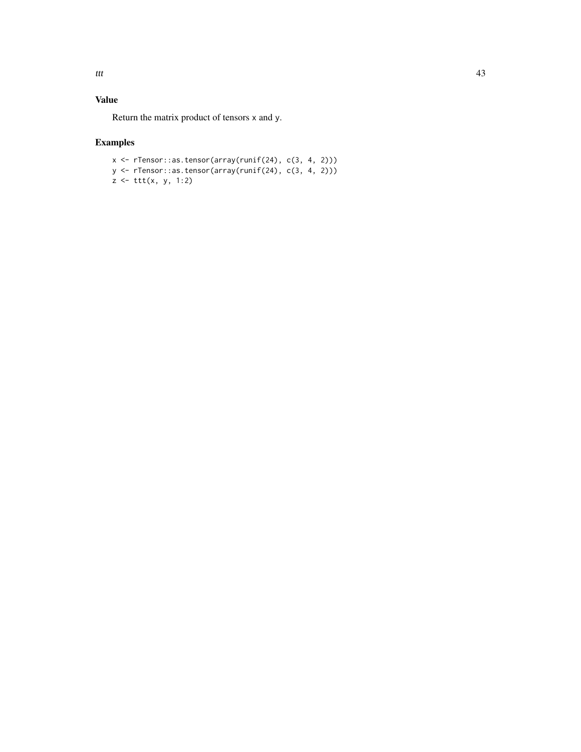## Value

Return the matrix product of tensors x and y.

## Examples

```
x <- rTensor::as.tensor(array(runif(24), c(3, 4, 2)))
y <- rTensor::as.tensor(array(runif(24), c(3, 4, 2)))
z <- ttt(x, y, 1:2)
```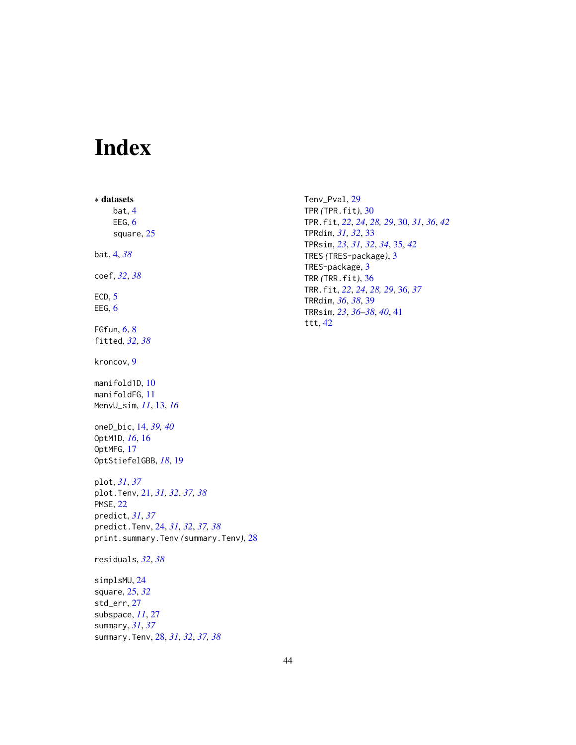# Index

∗ **datasets**
- bat, 4
- EEG, 6
- square, 25

bat, 4, *38*

coef, *32*, *38*

ECD, 5
EEG, 6

FGfun, *6*, 8
fitted, *32*, *38*

kroncov, 9

manifold1D, 10
manifoldFG, 11
MenvU_sim, *11*, 13, *16*

oneD_bic, 14, *39, 40*
OptM1D, *16*, 16
OptMFG, 17
OptStiefelGBB, *18*, 19

plot, *31*, *37*
plot.Tenv, 21, *31, 32*, *37, 38*
PMSE, 22
predict, *31*, *37*
predict.Tenv, 24, *31, 32*, *37, 38*
print.summary.Tenv *(*summary.Tenv*)*, 28

residuals, *32*, *38*

simplsMU, 24
square, 25, *32*
std_err, 27
subspace, *11*, 27
summary, *31*, *37*
summary.Tenv, 28, *31, 32*, *37, 38*

Tenv_Pval, 29
TPR *(*TPR.fit*)*, 30
TPR.fit, *22*, *24*, *28, 29*, 30, *31*, *36*, *42*
TPRdim, *31, 32*, 33
TPRsim, *23*, *31, 32*, *34*, 35, *42*
TRES *(*TRES-package*)*, 3
TRES-package, 3
TRR *(*TRR.fit*)*, 36
TRR.fit, *22*, *24*, *28, 29*, 36, *37*
TRRdim, *36*, *38*, 39
TRRsim, *23*, *36–38*, *40*, 41
ttt, 42